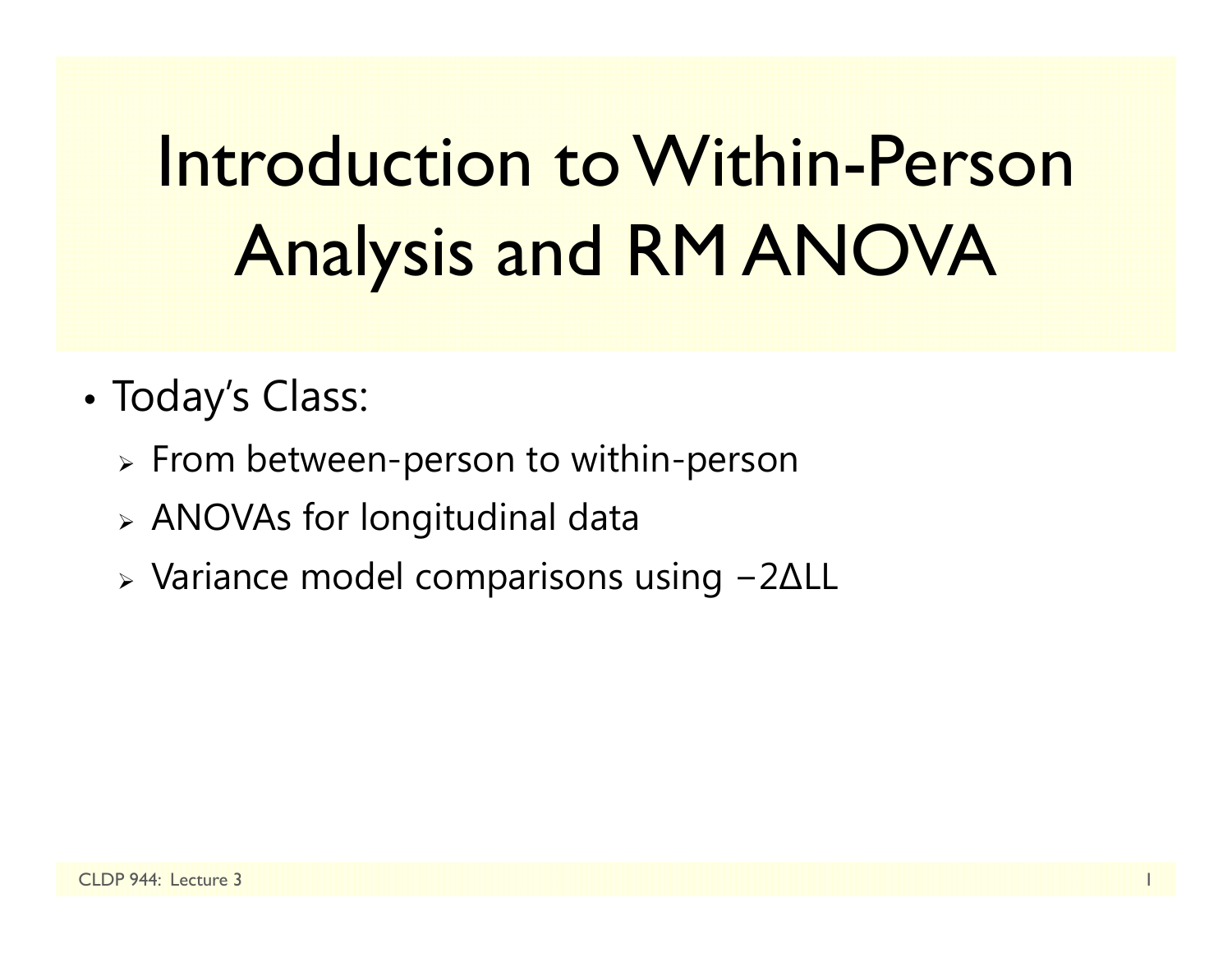# Introduction to Within-Person Analysis and RM ANOVA

- Today's Class:
  - From between-person to within-person
  - ANOVAs for longitudinal data
  - Variance model comparisons using $-2\Delta LL$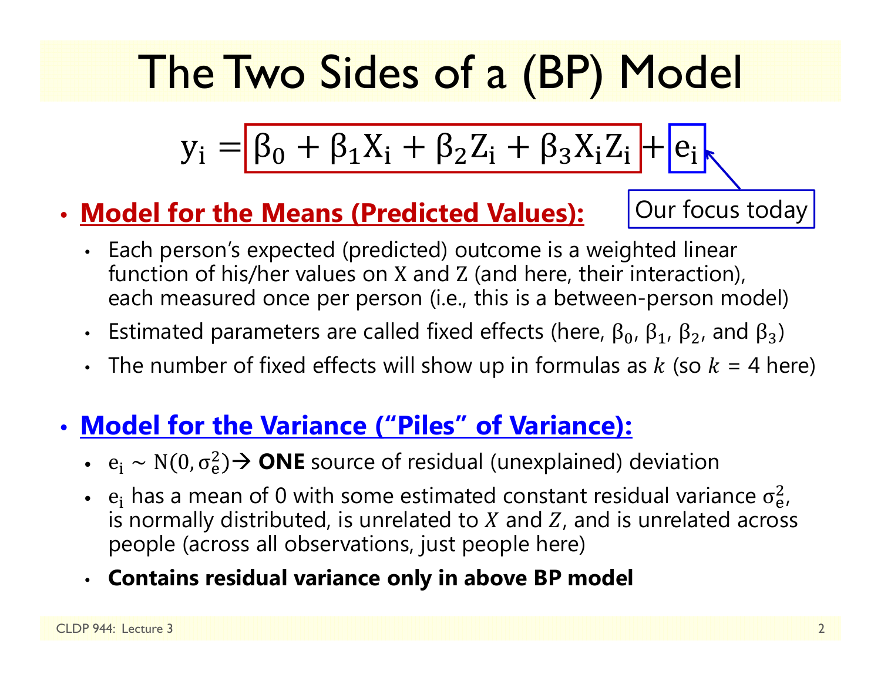# The Two Sides of a (BP) Model

$$y_i = \beta_0 + \beta_1 X_i + \beta_2 Z_i + \beta_3 X_i Z_i + e_i$$

Our focus today

- **Model for the Means (Predicted Values):**
  - Each person's expected (predicted) outcome is a weighted linear function of his/her values on X and Z (and here, their interaction), each measured once per person (i.e., this is a between-person model)
  - Estimated parameters are called fixed effects (here, $\beta_0$, $\beta_1$, $\beta_2$, and $\beta_3$)
  - The number of fixed effects will show up in formulas as $k$ (so $k$ = 4 here)

- **Model for the Variance ("Piles" of Variance):**
  - $e_i \sim N(0, \sigma_e^2)$ → **ONE** source of residual (unexplained) deviation
  - $e_i$ has a mean of 0 with some estimated constant residual variance $\sigma_e^2$, is normally distributed, is unrelated to $X$ and $Z$, and is unrelated across people (across all observations, just people here)
  - **Contains residual variance only in above BP model**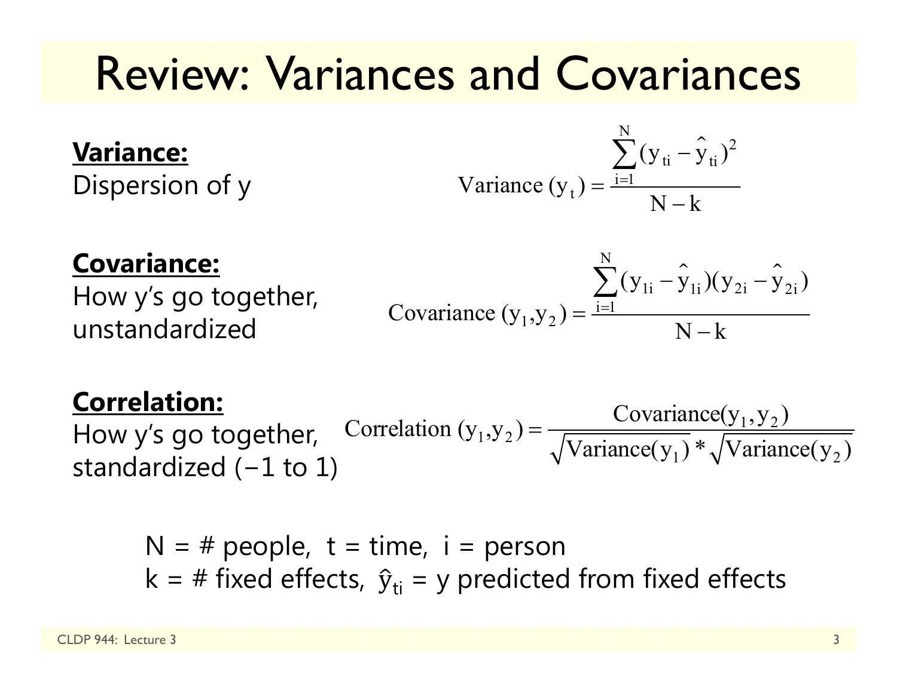# Review: Variances and Covariances

**Variance:**
Dispersion of y

$$\text{Variance}(y_t) = \frac{\sum_{i=1}^{N}(y_{ti} - \hat{y}_{ti})^2}{N - k}$$

**Covariance:**
How y's go together, unstandardized

$$\text{Covariance}(y_1, y_2) = \frac{\sum_{i=1}^{N}(y_{1i} - \hat{y}_{1i})(y_{2i} - \hat{y}_{2i})}{N - k}$$

**Correlation:**
How y's go together, standardized (−1 to 1)

$$\text{Correlation}(y_1, y_2) = \frac{\text{Covariance}(y_1, y_2)}{\sqrt{\text{Variance}(y_1)} * \sqrt{\text{Variance}(y_2)}}$$

N = # people, t = time, i = person
k = # fixed effects, $\hat{y}_{ti}$ = y predicted from fixed effects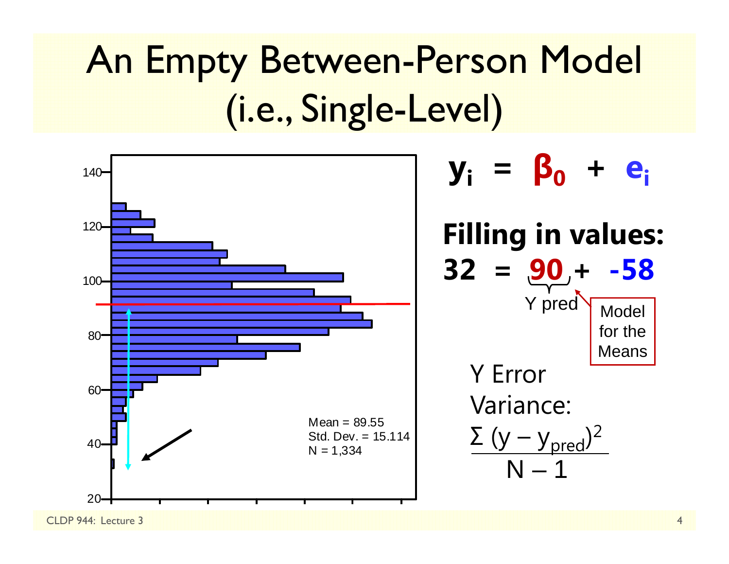# An Empty Between-Person Model (i.e., Single-Level)

Mean = 89.55
Std. Dev. = 15.114
N = 1,334

$$y_i = \beta_0 + e_i$$

**Filling in values:**

$$32 = \underbrace{90}_{\text{Y pred}} + -58$$

Model for the Means

Y Error Variance:

$$\frac{\Sigma (y - y_{pred})^2}{N - 1}$$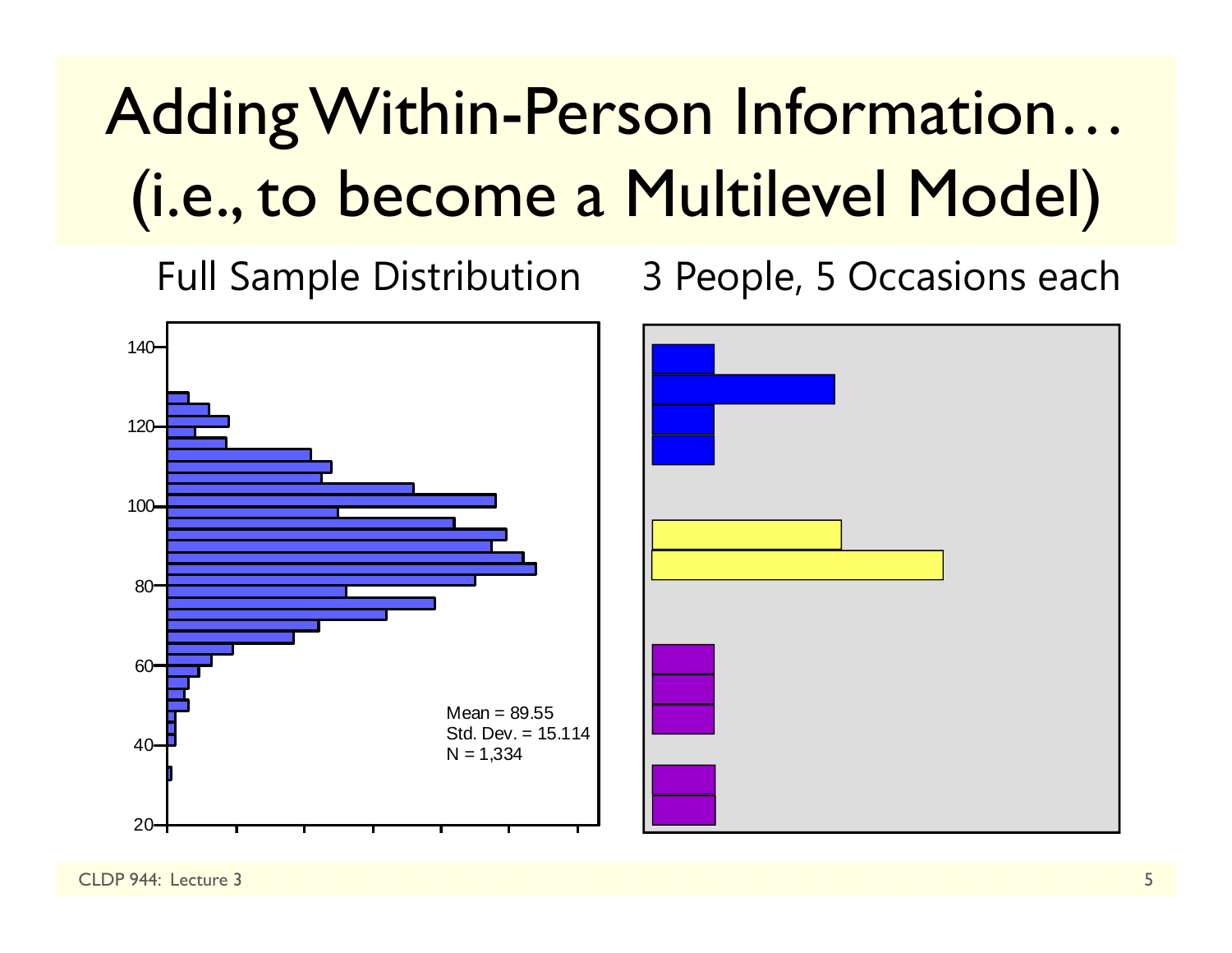# Adding Within-Person Information… (i.e., to become a Multilevel Model)

Full Sample Distribution

3 People, 5 Occasions each

Mean = 89.55
Std. Dev. = 15.114
N = 1,334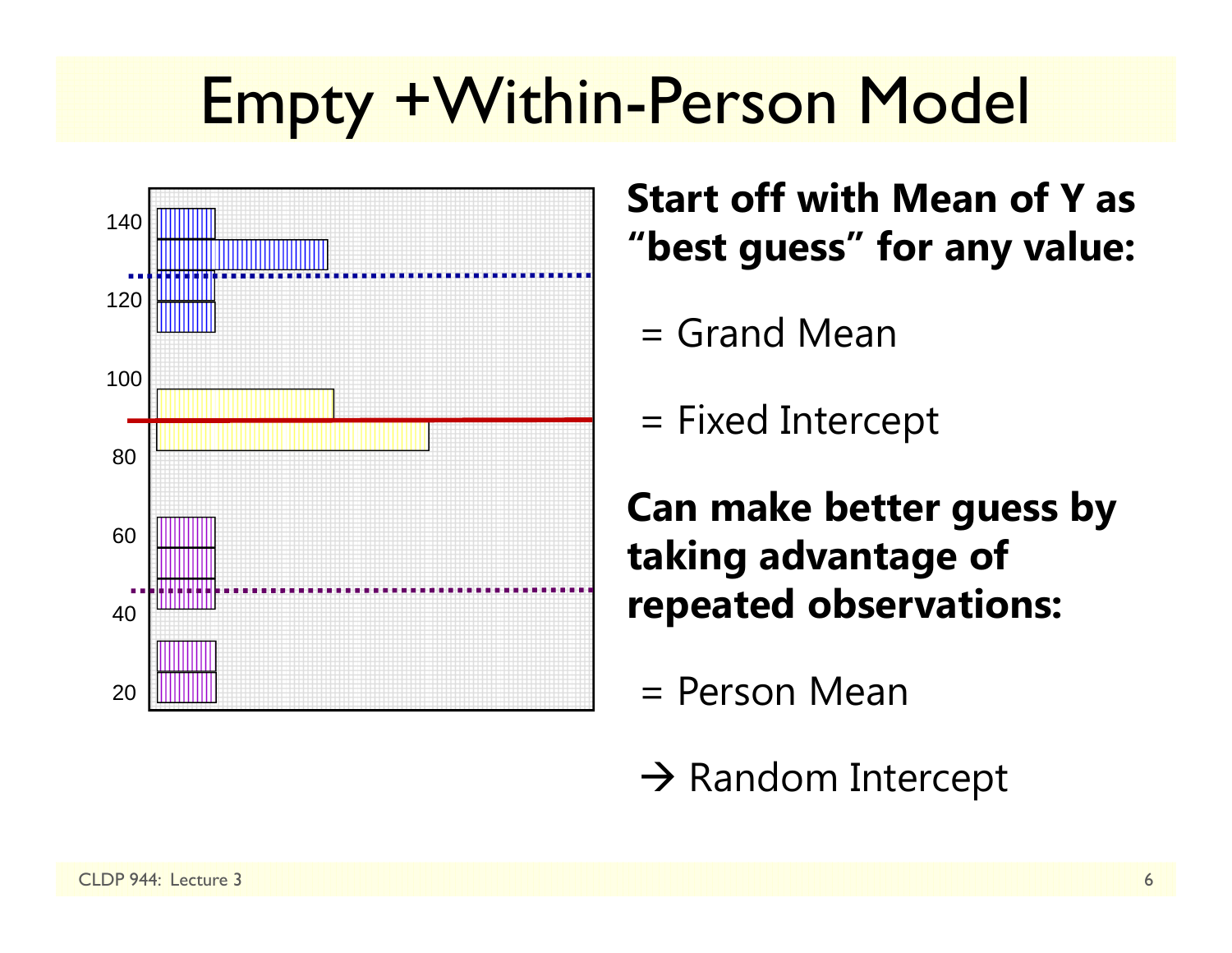# Empty +Within-Person Model

**Start off with Mean of Y as "best guess" for any value:**

= Grand Mean

= Fixed Intercept

**Can make better guess by taking advantage of repeated observations:**

= Person Mean

→ Random Intercept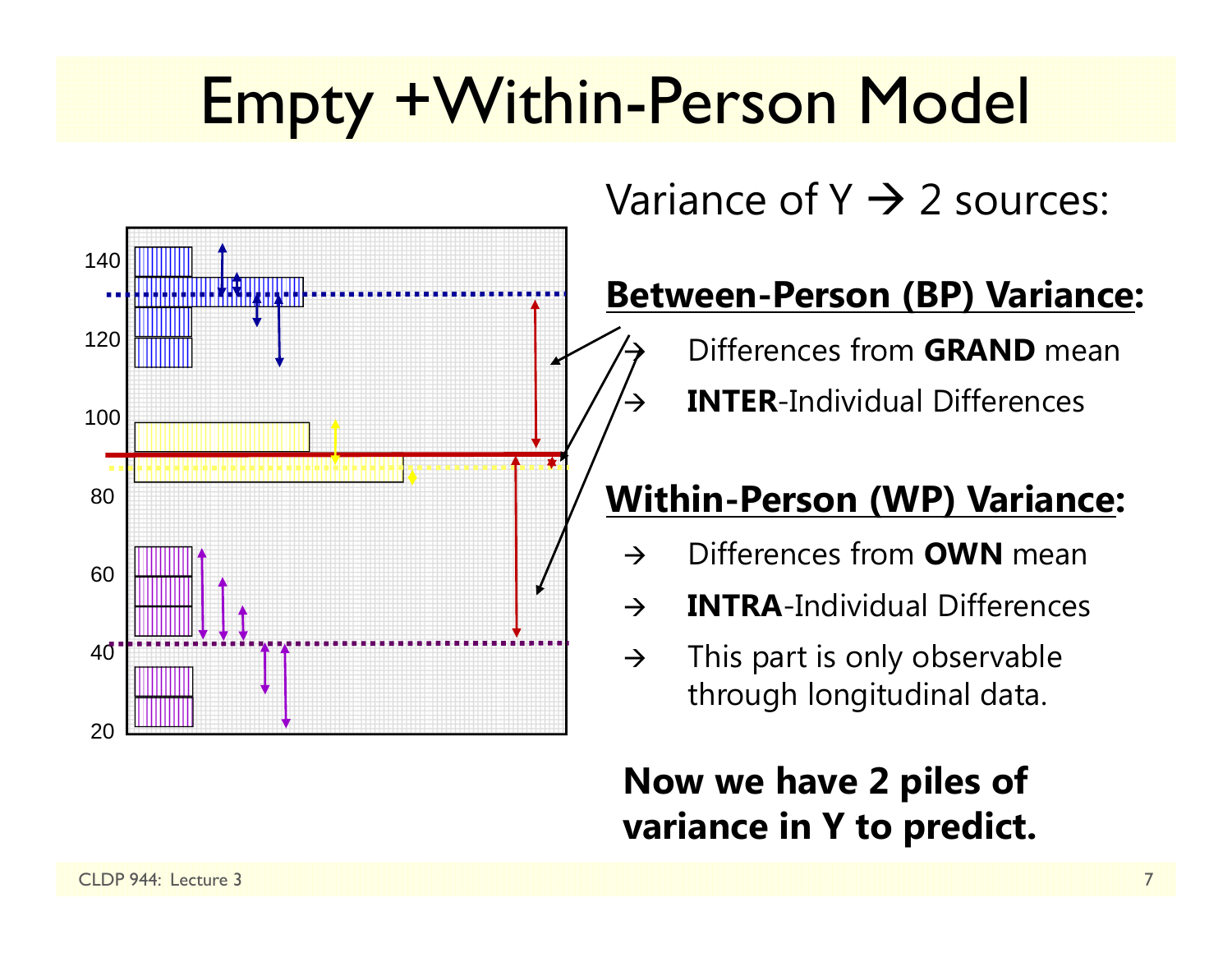# Empty +Within-Person Model

Variance of Y → 2 sources:

**Between-Person (BP) Variance:**

- → Differences from **GRAND** mean
- → **INTER**-Individual Differences

**Within-Person (WP) Variance:**

- → Differences from **OWN** mean
- → **INTRA**-Individual Differences
- → This part is only observable through longitudinal data.

**Now we have 2 piles of variance in Y to predict.**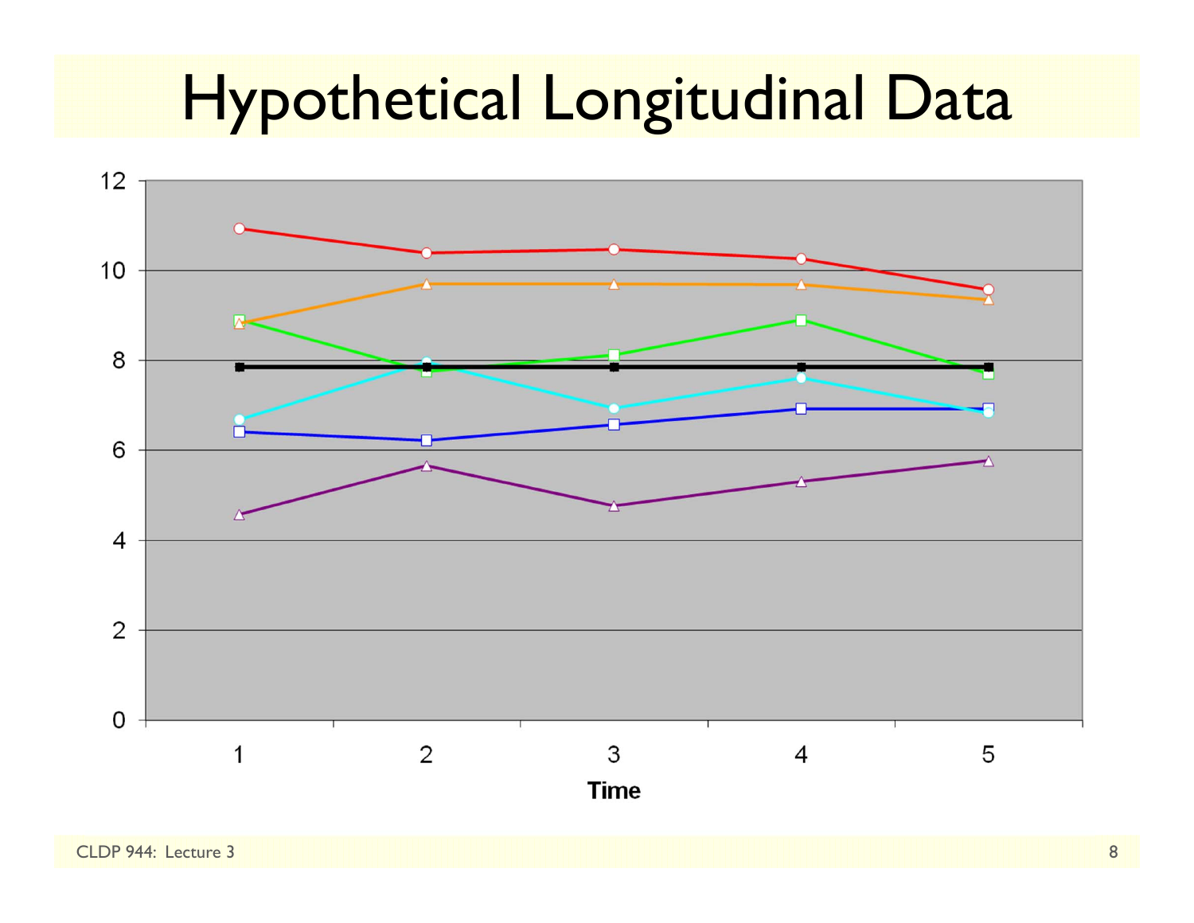# Hypothetical Longitudinal Data

12

10

8

6

4

2

0

1 2 3 4 5

**Time**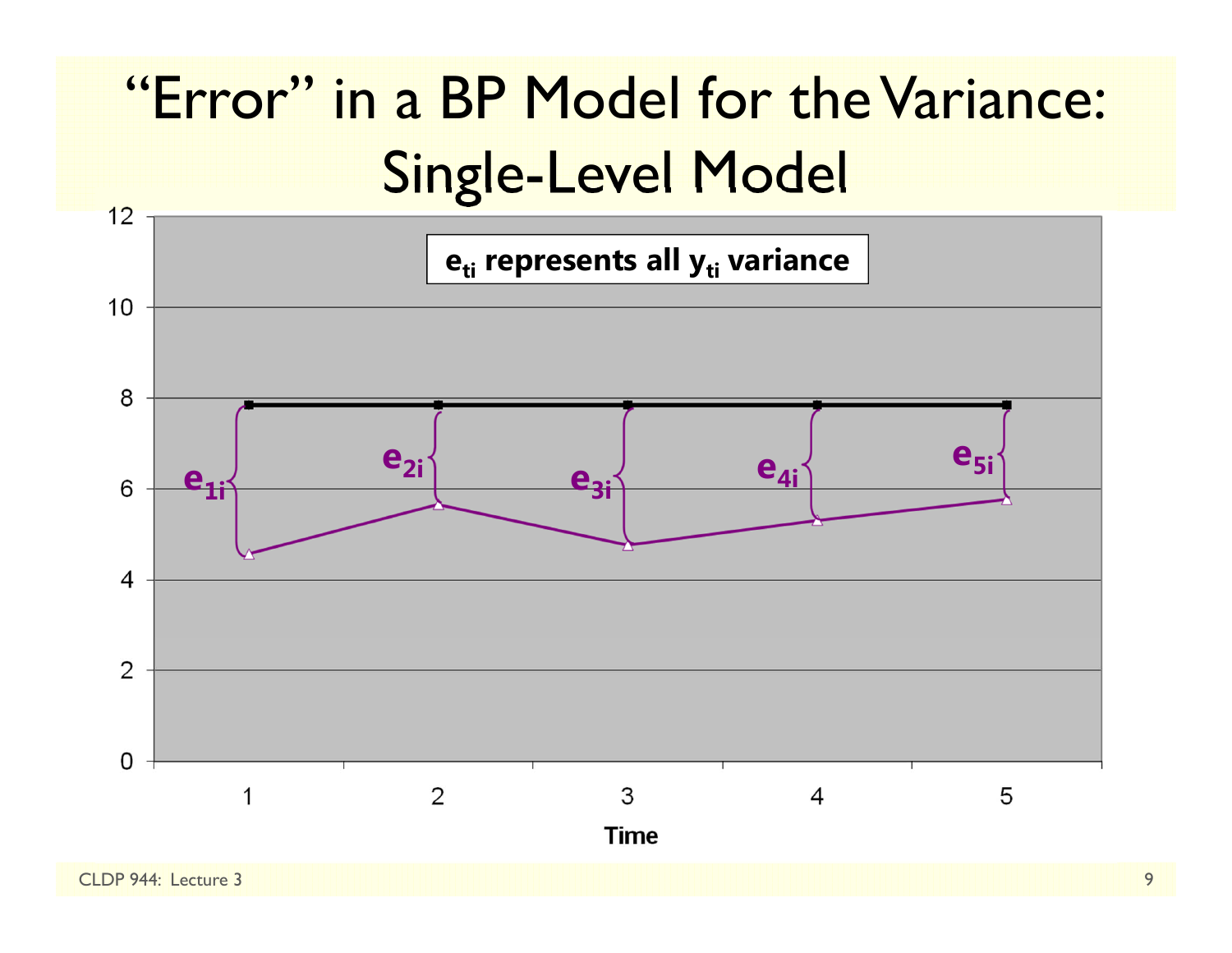# "Error" in a BP Model for the Variance: Single-Level Model

**$e_{ti}$ represents all $y_{ti}$ variance**

$e_{1i}$ $e_{2i}$ $e_{3i}$ $e_{4i}$ $e_{5i}$

Time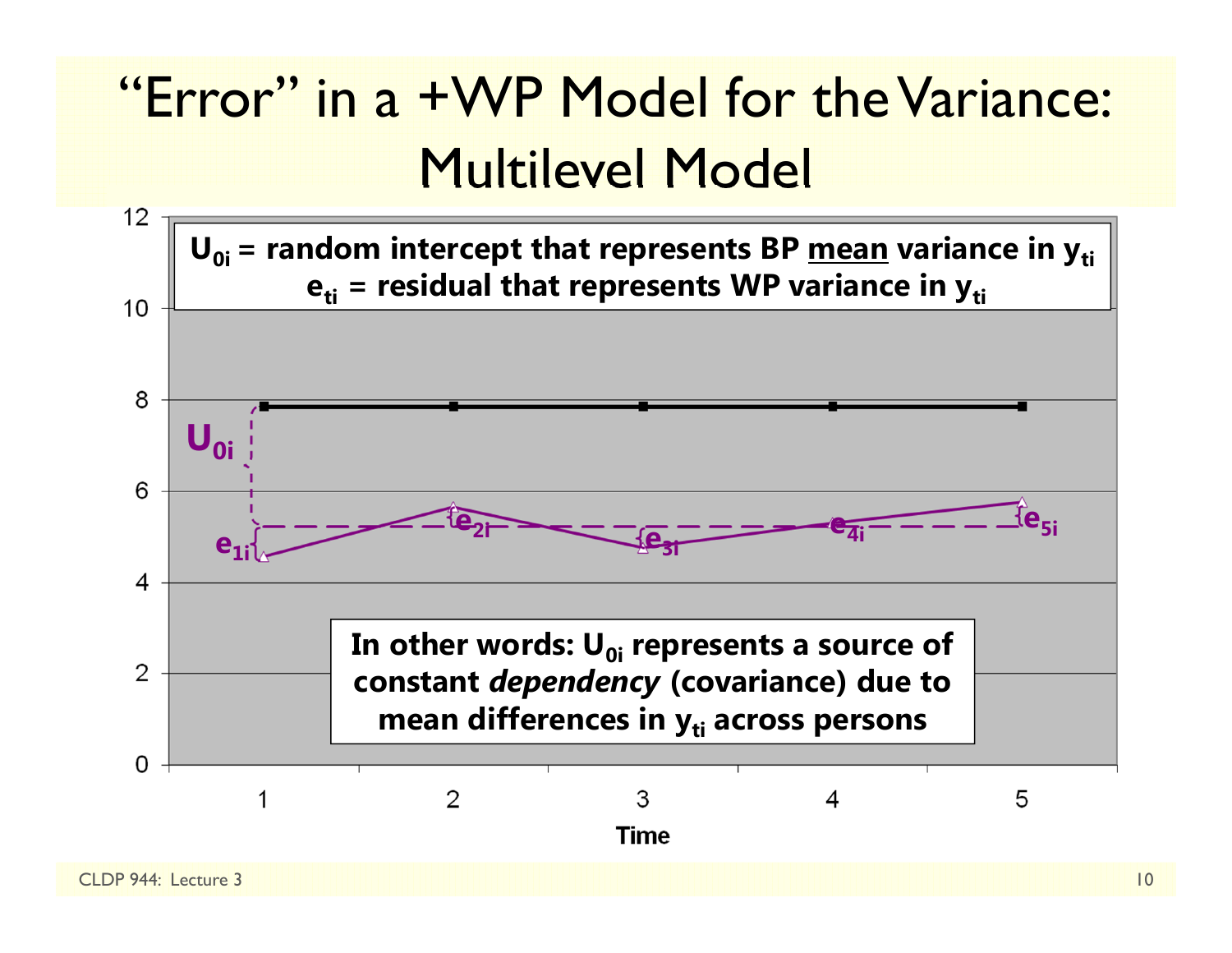# "Error" in a +WP Model for the Variance: Multilevel Model

$U_{0i}$ = random intercept that represents BP <u>mean</u> variance in $y_{ti}$

$e_{ti}$ = residual that represents WP variance in $y_{ti}$

In other words: $U_{0i}$ represents a source of constant *dependency* (covariance) due to mean differences in $y_{ti}$ across persons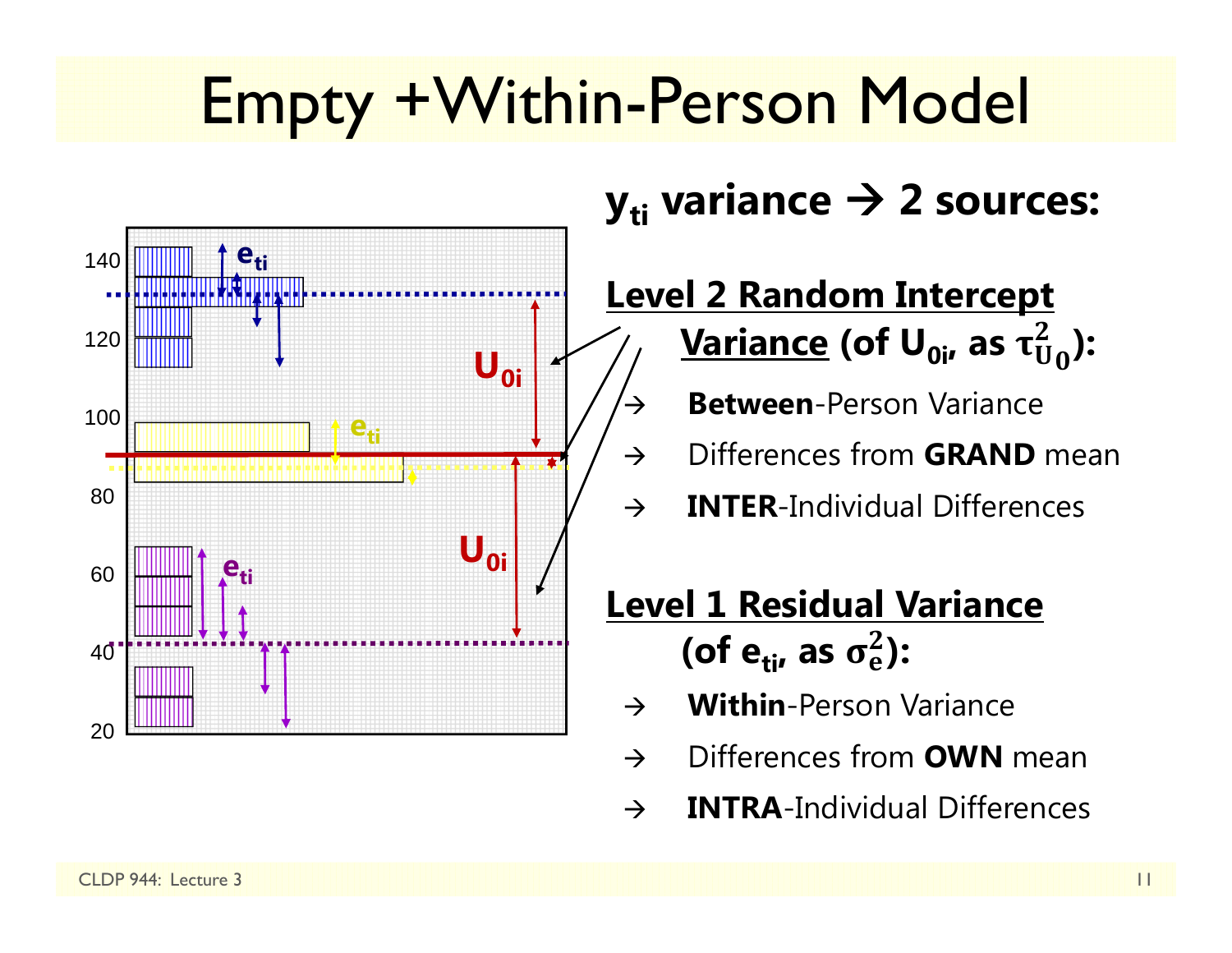# Empty +Within-Person Model

## $y_{ti}$ variance → 2 sources:

**Level 2 Random Intercept Variance (of $U_{0i}$, as $\tau^2_{U_0}$):**

- → **Between**-Person Variance
- → Differences from **GRAND** mean
- → **INTER**-Individual Differences

**Level 1 Residual Variance (of $e_{ti}$, as $\sigma^2_e$):**

- → **Within**-Person Variance
- → Differences from **OWN** mean
- → **INTRA**-Individual Differences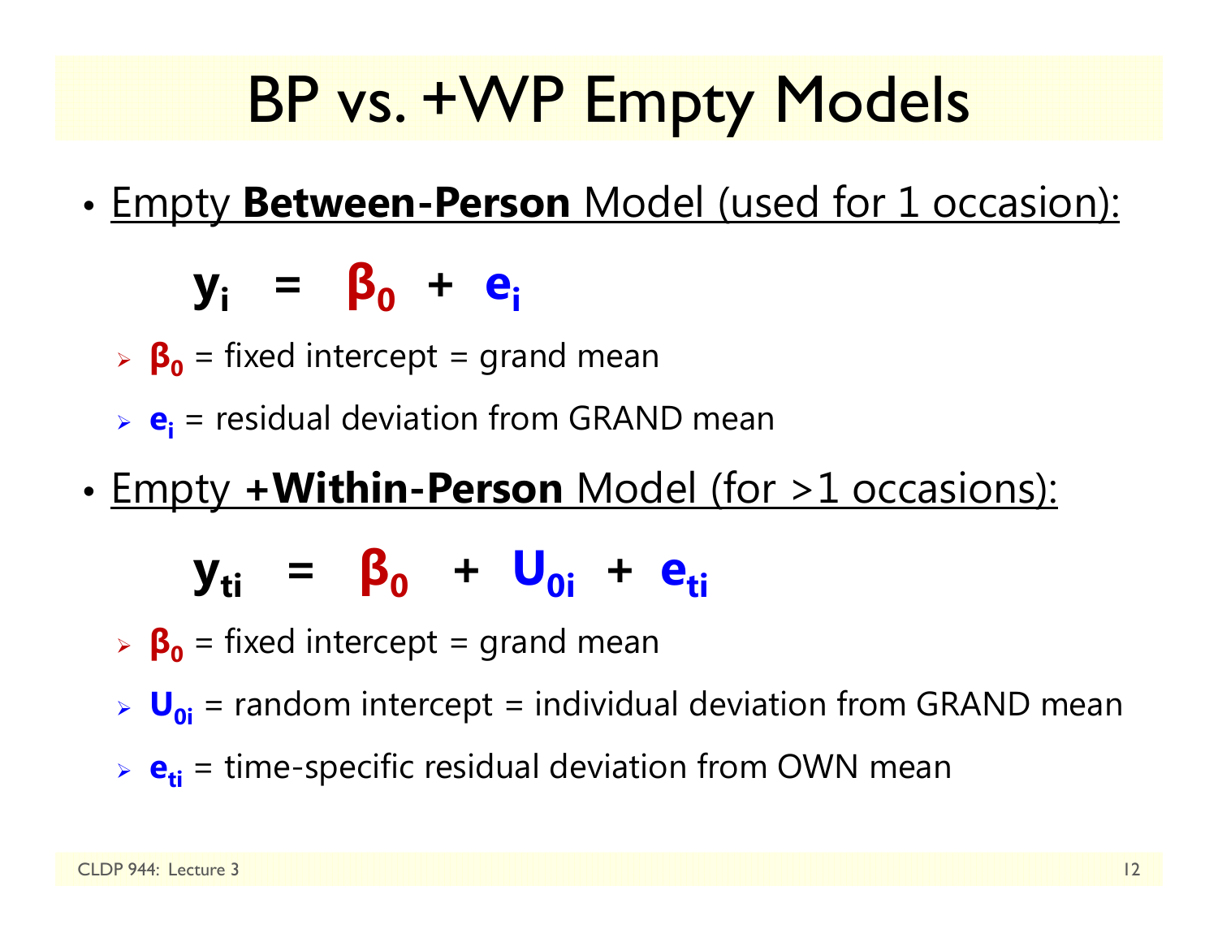# BP vs. +WP Empty Models

- Empty **Between-Person** Model (used for 1 occasion):

$$y_i = \beta_0 + e_i$$

  - $\beta_0$ = fixed intercept = grand mean
  - $e_i$ = residual deviation from GRAND mean

- Empty **+Within-Person** Model (for >1 occasions):

$$y_{ti} = \beta_0 + U_{0i} + e_{ti}$$

  - $\beta_0$ = fixed intercept = grand mean
  - $U_{0i}$ = random intercept = individual deviation from GRAND mean
  - $e_{ti}$ = time-specific residual deviation from OWN mean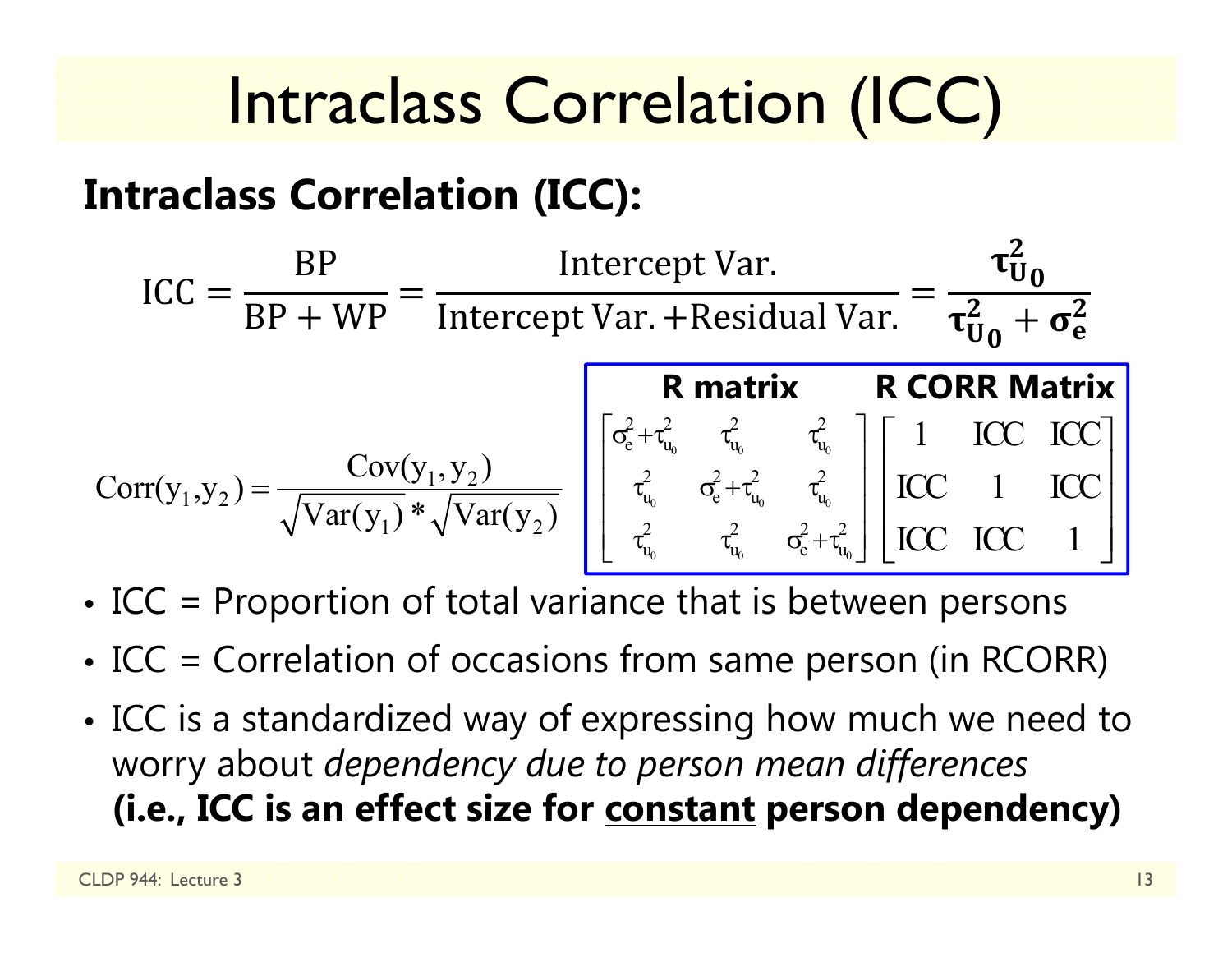# Intraclass Correlation (ICC)

**Intraclass Correlation (ICC):**

$$\text{ICC} = \frac{\text{BP}}{\text{BP} + \text{WP}} = \frac{\text{Intercept Var.}}{\text{Intercept Var.} + \text{Residual Var.}} = \frac{\boldsymbol{\tau_{U_0}^2}}{\boldsymbol{\tau_{U_0}^2} + \boldsymbol{\sigma_e^2}}$$

$$\text{Corr}(y_1, y_2) = \frac{\text{Cov}(y_1, y_2)}{\sqrt{\text{Var}(y_1)} * \sqrt{\text{Var}(y_2)}}$$

**R matrix** &nbsp;&nbsp;&nbsp;&nbsp; **R CORR Matrix**

$$\begin{bmatrix} \sigma_e^2 + \tau_{u_0}^2 & \tau_{u_0}^2 & \tau_{u_0}^2 \\ \tau_{u_0}^2 & \sigma_e^2 + \tau_{u_0}^2 & \tau_{u_0}^2 \\ \tau_{u_0}^2 & \tau_{u_0}^2 & \sigma_e^2 + \tau_{u_0}^2 \end{bmatrix} \begin{bmatrix} 1 & \text{ICC} & \text{ICC} \\ \text{ICC} & 1 & \text{ICC} \\ \text{ICC} & \text{ICC} & 1 \end{bmatrix}$$

- ICC = Proportion of total variance that is between persons
- ICC = Correlation of occasions from same person (in RCORR)
- ICC is a standardized way of expressing how much we need to worry about *dependency due to person mean differences* **(i.e., ICC is an effect size for <u>constant</u> person dependency)**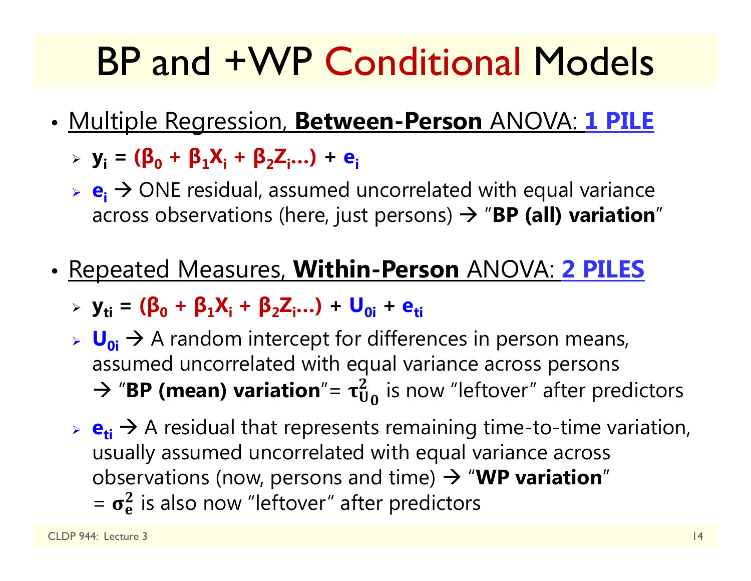# BP and +WP Conditional Models

- Multiple Regression, **Between-Person** ANOVA: **1 PILE**
  - $\mathbf{y_i = (\beta_0 + \beta_1 X_i + \beta_2 Z_i ...) + e_i}$
  - $\mathbf{e_i}$ → ONE residual, assumed uncorrelated with equal variance across observations (here, just persons) → "**BP (all) variation**"

- Repeated Measures, **Within-Person** ANOVA: **2 PILES**
  - $\mathbf{y_{ti} = (\beta_0 + \beta_1 X_i + \beta_2 Z_i ...) + U_{0i} + e_{ti}}$
  - $\mathbf{U_{0i}}$ → A random intercept for differences in person means, assumed uncorrelated with equal variance across persons → "**BP (mean) variation**"= $\boldsymbol{\tau^2_{U_0}}$ is now "leftover" after predictors
  - $\mathbf{e_{ti}}$ → A residual that represents remaining time-to-time variation, usually assumed uncorrelated with equal variance across observations (now, persons and time) → "**WP variation**" = $\boldsymbol{\sigma^2_e}$ is also now "leftover" after predictors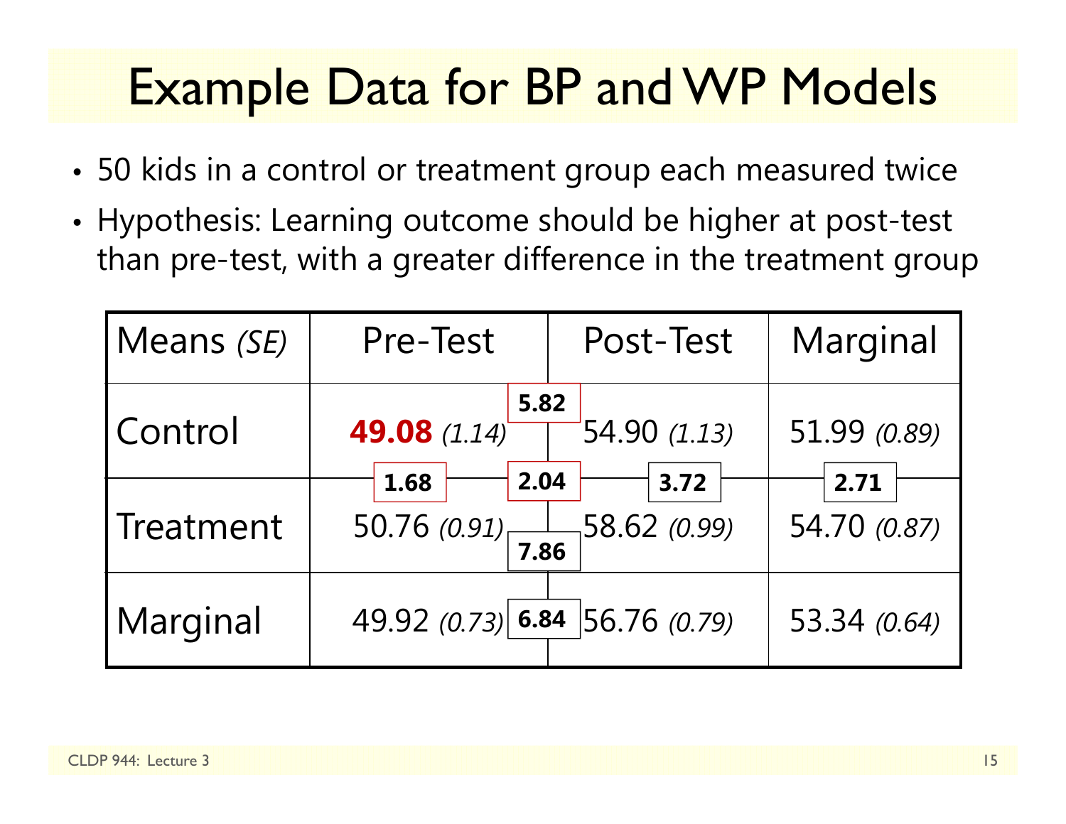# Example Data for BP and WP Models

- 50 kids in a control or treatment group each measured twice
- Hypothesis: Learning outcome should be higher at post-test than pre-test, with a greater difference in the treatment group

| Means *(SE)* | Pre-Test | Post-Test | Marginal |
|---|---|---|---|
| Control | **49.08** *(1.14)* | 54.90 *(1.13)* | 51.99 *(0.89)* |
| Treatment | 50.76 *(0.91)* | 58.62 *(0.99)* | 54.70 *(0.87)* |
| Marginal | 49.92 *(0.73)* | 56.76 *(0.79)* | 53.34 *(0.64)* |

Differences shown between cells:

- Control: Pre-Test to Post-Test: **5.82**
- Treatment: Pre-Test to Post-Test: **7.86**
- Marginal: Pre-Test to Post-Test: **6.84**
- Pre-Test: Control to Treatment: **1.68**
- Post-Test: Control to Treatment: **3.72**
- Marginal: Control to Treatment: **2.71**
- Difference of differences (interaction): **2.04**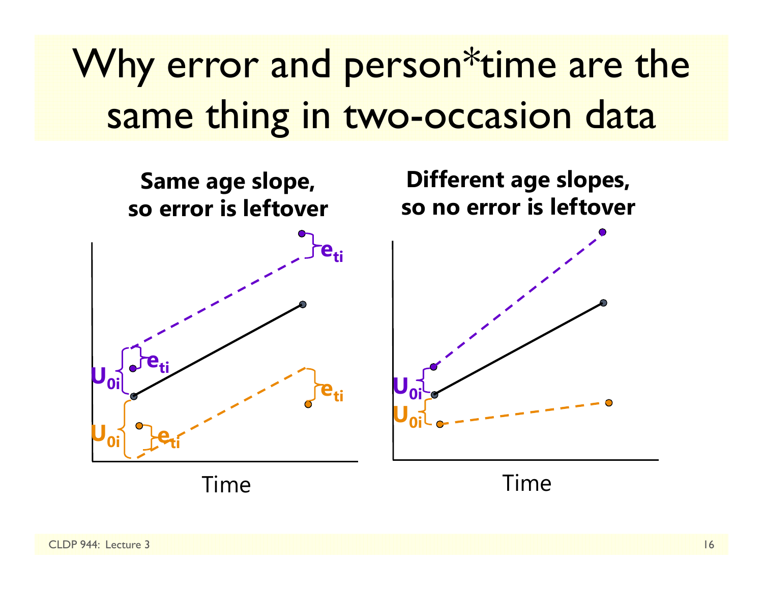# Why error and person*time are the same thing in two-occasion data

**Same age slope, so error is leftover**

$U_{0i}$ $e_{ti}$ $e_{ti}$ $U_{0i}$ $e_{ti}$ $e_{ti}$

Time

**Different age slopes, so no error is leftover**

$U_{0i}$ $U_{0i}$

Time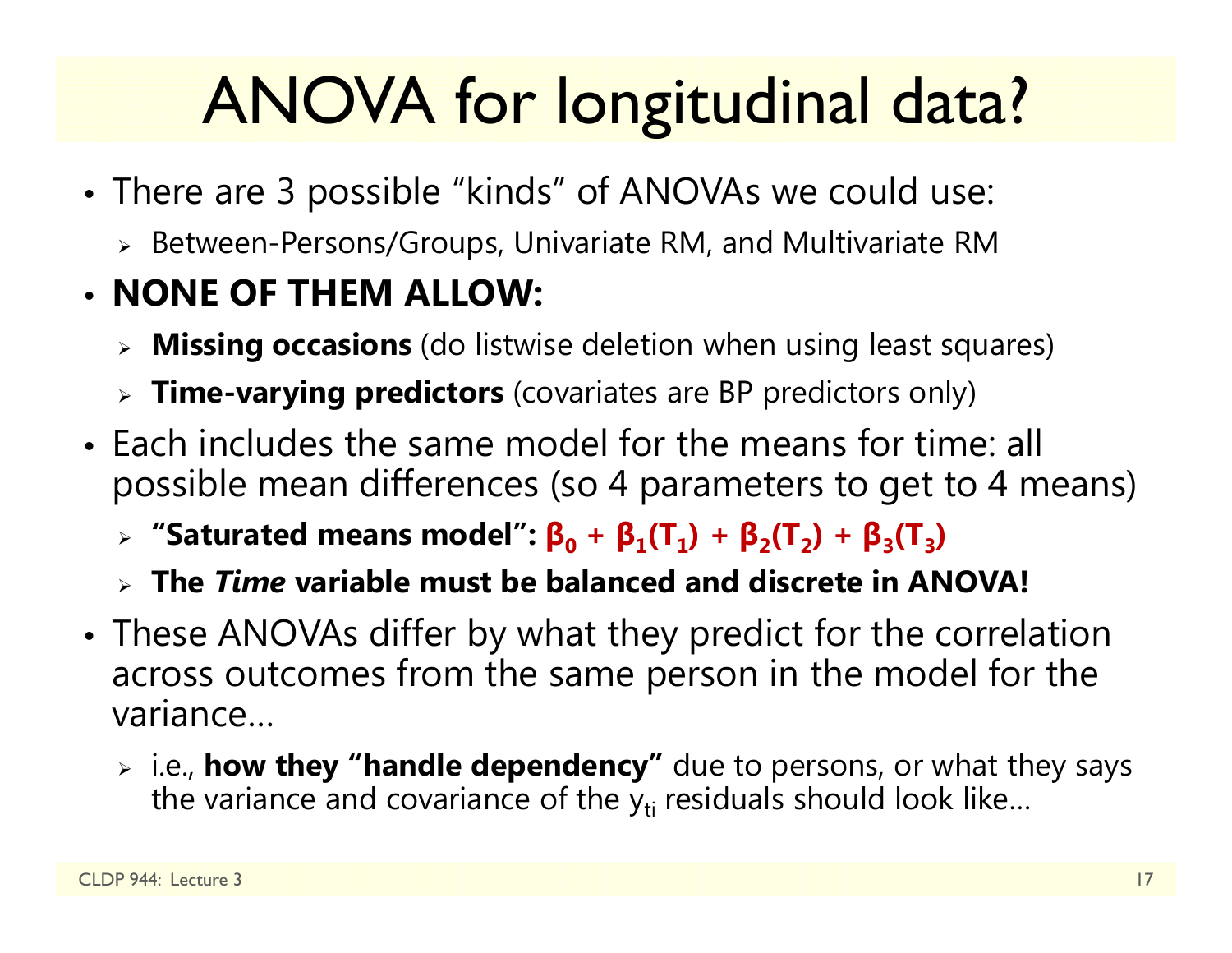# ANOVA for longitudinal data?

- There are 3 possible "kinds" of ANOVAs we could use:
  - Between-Persons/Groups, Univariate RM, and Multivariate RM
- **NONE OF THEM ALLOW:**
  - **Missing occasions** (do listwise deletion when using least squares)
  - **Time-varying predictors** (covariates are BP predictors only)
- Each includes the same model for the means for time: all possible mean differences (so 4 parameters to get to 4 means)
  - **"Saturated means model":** $\beta_0 + \beta_1(T_1) + \beta_2(T_2) + \beta_3(T_3)$
  - **The *Time* variable must be balanced and discrete in ANOVA!**
- These ANOVAs differ by what they predict for the correlation across outcomes from the same person in the model for the variance…
  - i.e., **how they "handle dependency"** due to persons, or what they says the variance and covariance of the $y_{ti}$ residuals should look like…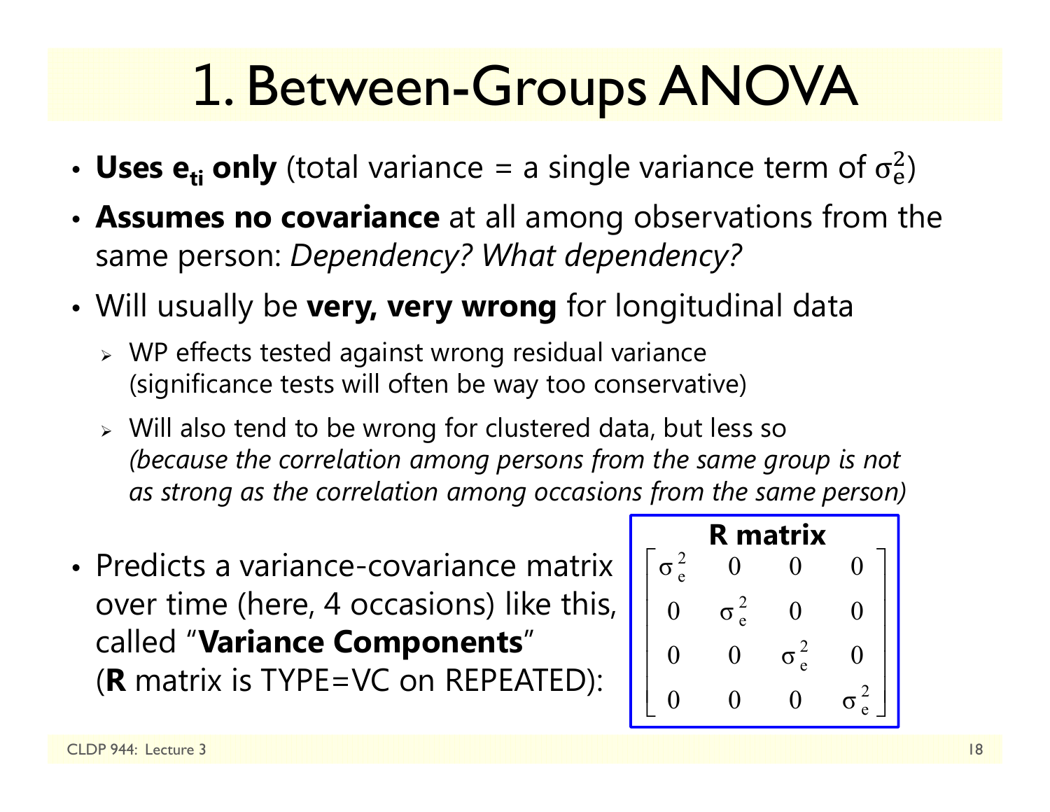# 1. Between-Groups ANOVA

- **Uses $e_{ti}$ only** (total variance = a single variance term of $\sigma_e^2$)
- **Assumes no covariance** at all among observations from the same person: *Dependency? What dependency?*
- Will usually be **very, very wrong** for longitudinal data
  - WP effects tested against wrong residual variance (significance tests will often be way too conservative)
  - Will also tend to be wrong for clustered data, but less so *(because the correlation among persons from the same group is not as strong as the correlation among occasions from the same person)*
- Predicts a variance-covariance matrix over time (here, 4 occasions) like this, called "**Variance Components**" (**R** matrix is TYPE=VC on REPEATED):

**R matrix**

$$
\begin{bmatrix}
\sigma_e^2 & 0 & 0 & 0 \\
0 & \sigma_e^2 & 0 & 0 \\
0 & 0 & \sigma_e^2 & 0 \\
0 & 0 & 0 & \sigma_e^2
\end{bmatrix}
$$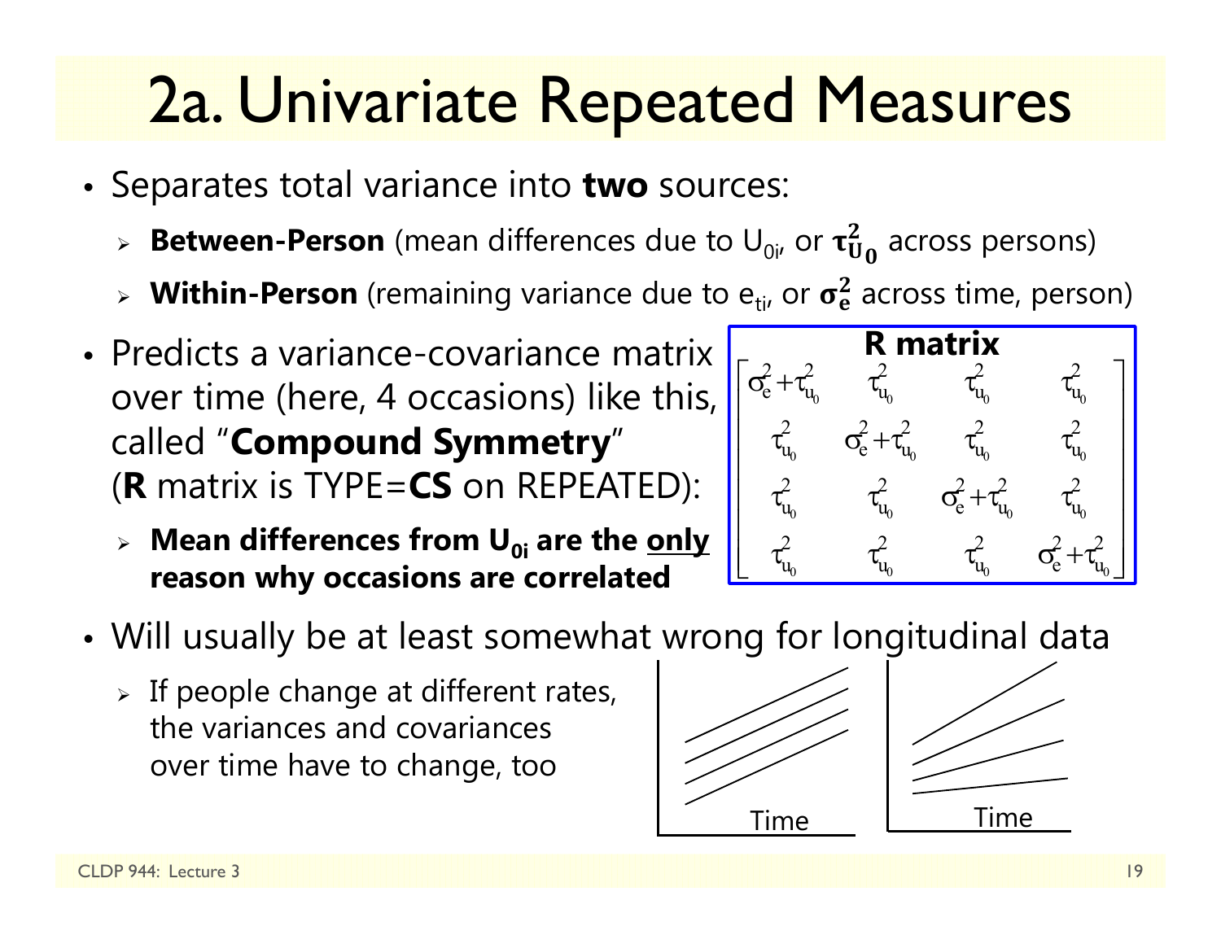# 2a. Univariate Repeated Measures

- Separates total variance into **two** sources:
  - **Between-Person** (mean differences due to $U_{0i}$, or $\tau^2_{U_0}$ across persons)
  - **Within-Person** (remaining variance due to $e_{ti}$, or $\sigma^2_e$ across time, person)
- Predicts a variance-covariance matrix over time (here, 4 occasions) like this, called "**Compound Symmetry**" (**R** matrix is TYPE=**CS** on REPEATED):
  - **Mean differences from $U_{0i}$ are the <u>only</u> reason why occasions are correlated**

**R matrix**

$$\begin{bmatrix} \sigma^2_e + \tau^2_{u_0} & \tau^2_{u_0} & \tau^2_{u_0} & \tau^2_{u_0} \\ \tau^2_{u_0} & \sigma^2_e + \tau^2_{u_0} & \tau^2_{u_0} & \tau^2_{u_0} \\ \tau^2_{u_0} & \tau^2_{u_0} & \sigma^2_e + \tau^2_{u_0} & \tau^2_{u_0} \\ \tau^2_{u_0} & \tau^2_{u_0} & \tau^2_{u_0} & \sigma^2_e + \tau^2_{u_0} \end{bmatrix}$$

- Will usually be at least somewhat wrong for longitudinal data
  - If people change at different rates, the variances and covariances over time have to change, too

Time

Time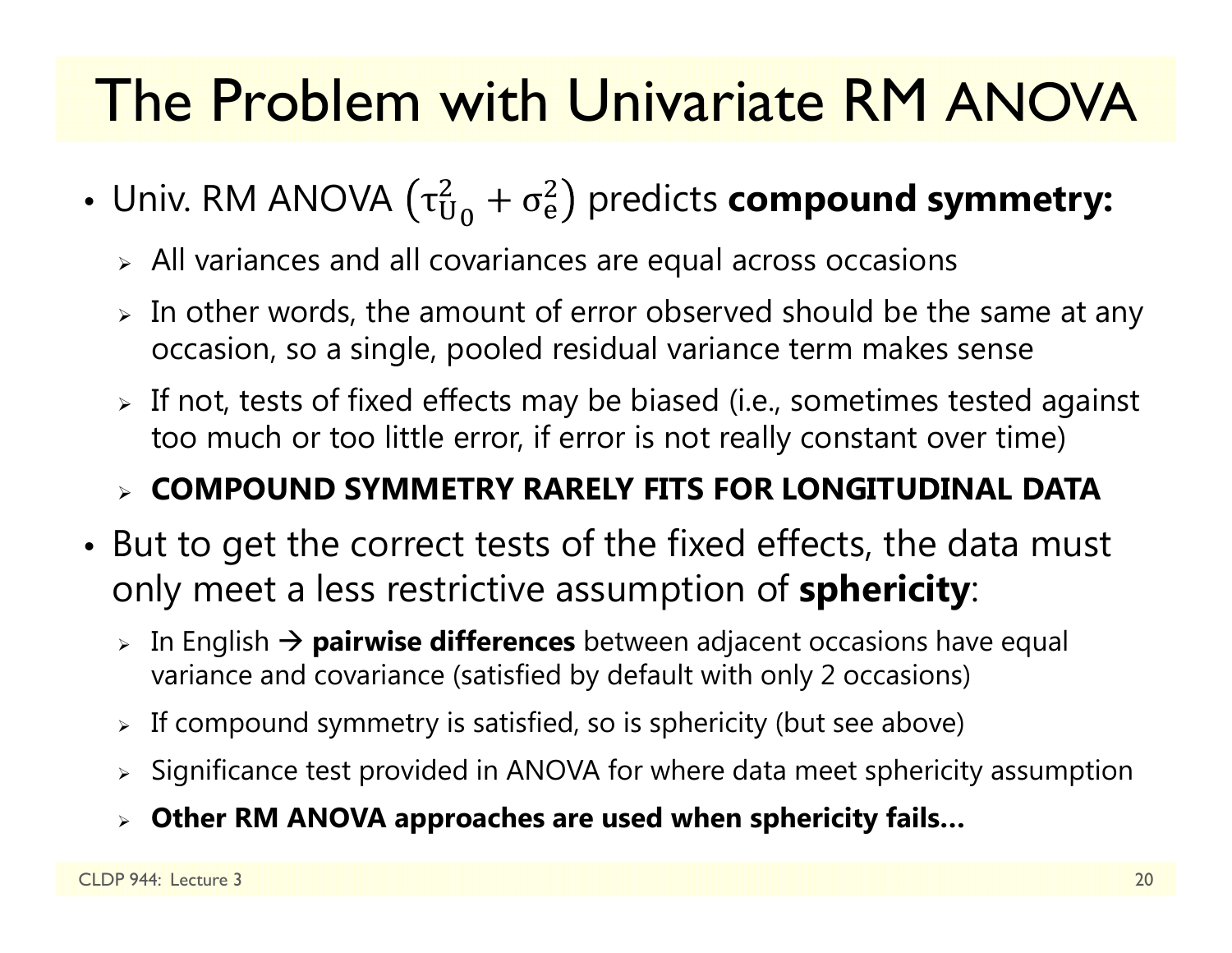# The Problem with Univariate RM ANOVA

- Univ. RM ANOVA $\left(\tau_{U_0}^2 + \sigma_e^2\right)$ predicts **compound symmetry:**
  - All variances and all covariances are equal across occasions
  - In other words, the amount of error observed should be the same at any occasion, so a single, pooled residual variance term makes sense
  - If not, tests of fixed effects may be biased (i.e., sometimes tested against too much or too little error, if error is not really constant over time)
  - **COMPOUND SYMMETRY RARELY FITS FOR LONGITUDINAL DATA**
- But to get the correct tests of the fixed effects, the data must only meet a less restrictive assumption of **sphericity**:
  - In English → **pairwise differences** between adjacent occasions have equal variance and covariance (satisfied by default with only 2 occasions)
  - If compound symmetry is satisfied, so is sphericity (but see above)
  - Significance test provided in ANOVA for where data meet sphericity assumption
  - **Other RM ANOVA approaches are used when sphericity fails…**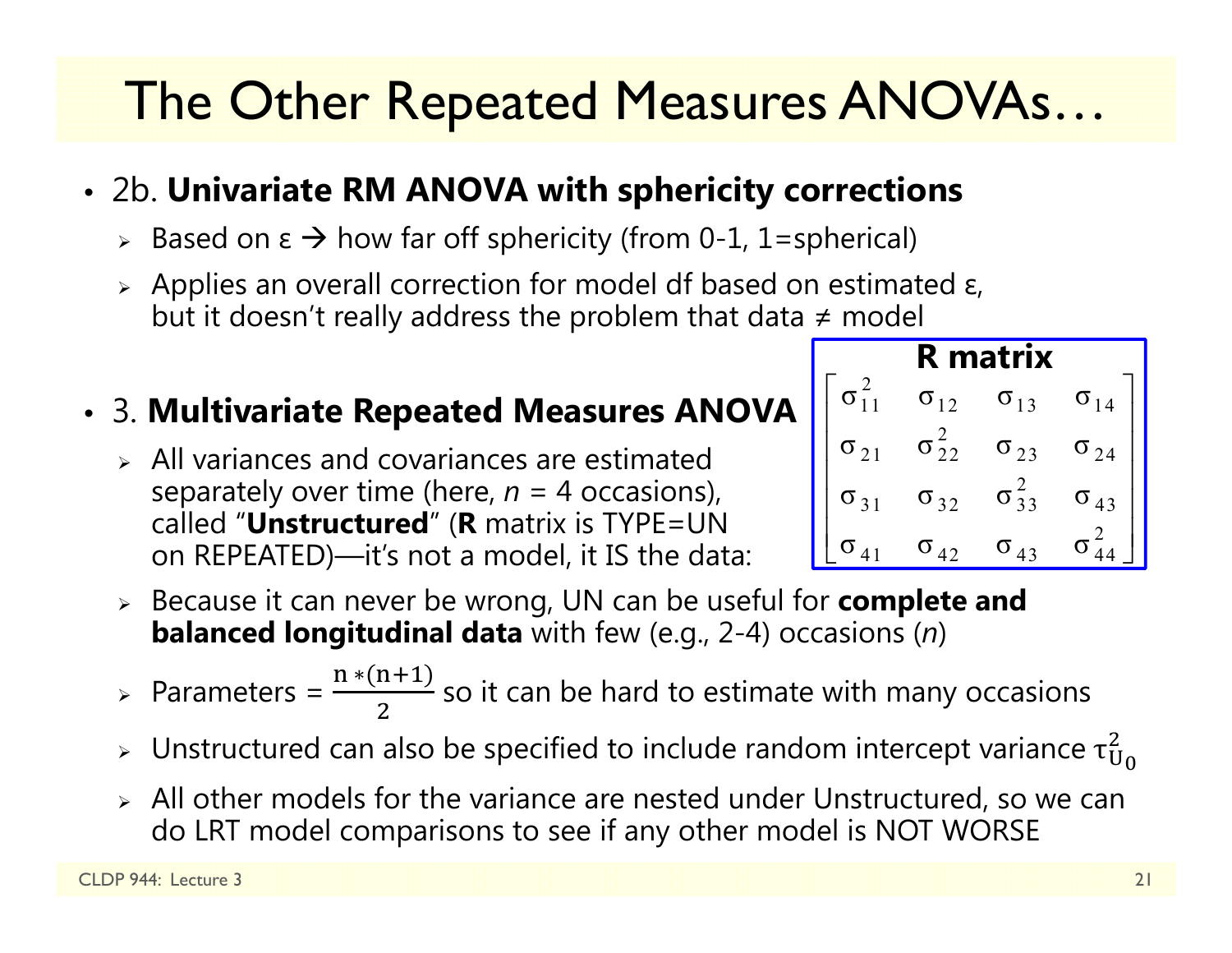# The Other Repeated Measures ANOVAs…

- 2b. **Univariate RM ANOVA with sphericity corrections**
  - Based on ε → how far off sphericity (from 0-1, 1=spherical)
  - Applies an overall correction for model df based on estimated ε, but it doesn't really address the problem that data ≠ model

- 3. **Multivariate Repeated Measures ANOVA**
  - All variances and covariances are estimated separately over time (here, *n* = 4 occasions), called "**Unstructured**" (**R** matrix is TYPE=UN on REPEATED)—it's not a model, it IS the data:

**R matrix**

$$\begin{bmatrix} \sigma_{11}^2 & \sigma_{12} & \sigma_{13} & \sigma_{14} \\ \sigma_{21} & \sigma_{22}^2 & \sigma_{23} & \sigma_{24} \\ \sigma_{31} & \sigma_{32} & \sigma_{33}^2 & \sigma_{43} \\ \sigma_{41} & \sigma_{42} & \sigma_{43} & \sigma_{44}^2 \end{bmatrix}$$

  - Because it can never be wrong, UN can be useful for **complete and balanced longitudinal data** with few (e.g., 2-4) occasions (*n*)
  - Parameters = $\frac{n*(n+1)}{2}$ so it can be hard to estimate with many occasions
  - Unstructured can also be specified to include random intercept variance $\tau_{U_0}^2$
  - All other models for the variance are nested under Unstructured, so we can do LRT model comparisons to see if any other model is NOT WORSE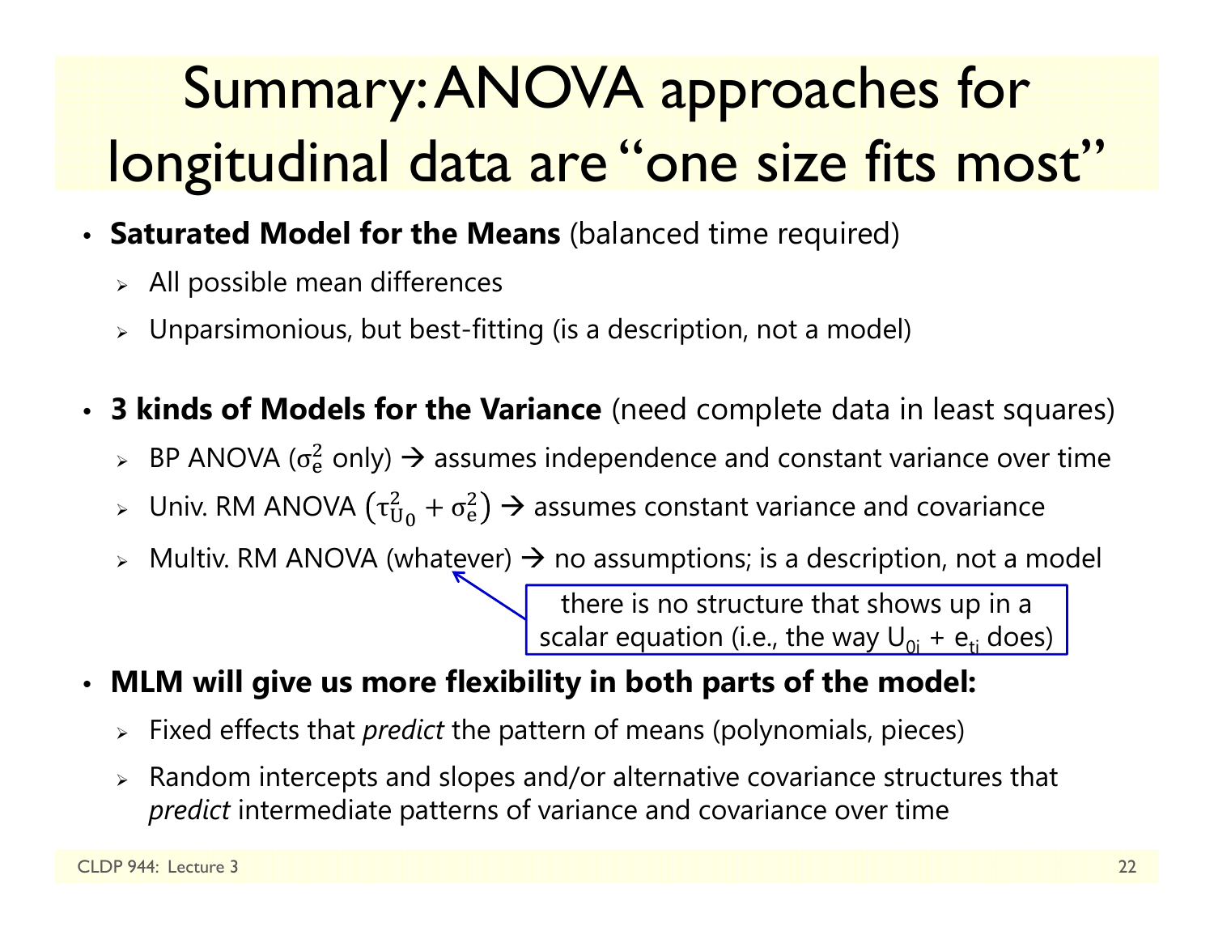# Summary: ANOVA approaches for longitudinal data are "one size fits most"

- **Saturated Model for the Means** (balanced time required)
  - All possible mean differences
  - Unparsimonious, but best-fitting (is a description, not a model)

- **3 kinds of Models for the Variance** (need complete data in least squares)
  - BP ANOVA ($\sigma_e^2$ only) → assumes independence and constant variance over time
  - Univ. RM ANOVA $\left(\tau_{U_0}^2 + \sigma_e^2\right)$ → assumes constant variance and covariance
  - Multiv. RM ANOVA (whatever) → no assumptions; is a description, not a model

    there is no structure that shows up in a scalar equation (i.e., the way $U_{0i} + e_{ti}$ does)

- **MLM will give us more flexibility in both parts of the model:**
  - Fixed effects that *predict* the pattern of means (polynomials, pieces)
  - Random intercepts and slopes and/or alternative covariance structures that *predict* intermediate patterns of variance and covariance over time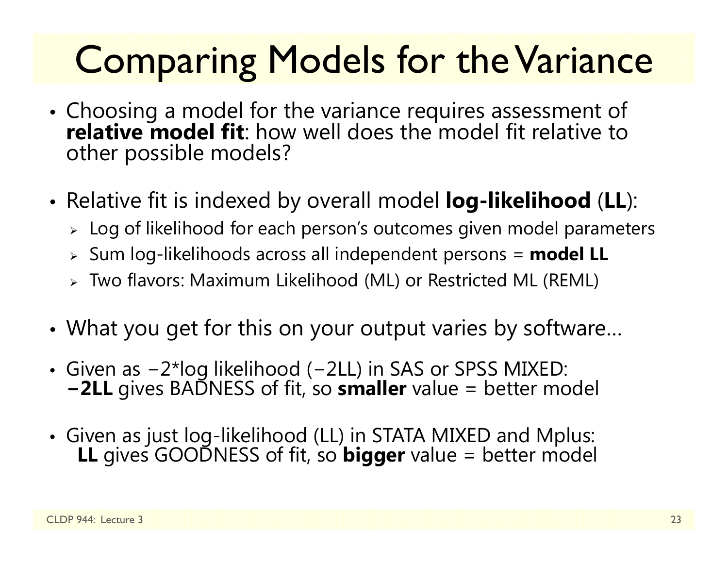# Comparing Models for the Variance

- Choosing a model for the variance requires assessment of **relative model fit**: how well does the model fit relative to other possible models?

- Relative fit is indexed by overall model **log-likelihood** (**LL**):
  - Log of likelihood for each person's outcomes given model parameters
  - Sum log-likelihoods across all independent persons = **model LL**
  - Two flavors: Maximum Likelihood (ML) or Restricted ML (REML)

- What you get for this on your output varies by software…

- Given as −2*log likelihood (−2LL) in SAS or SPSS MIXED:
  **−2LL** gives BADNESS of fit, so **smaller** value = better model

- Given as just log-likelihood (LL) in STATA MIXED and Mplus:
  **LL** gives GOODNESS of fit, so **bigger** value = better model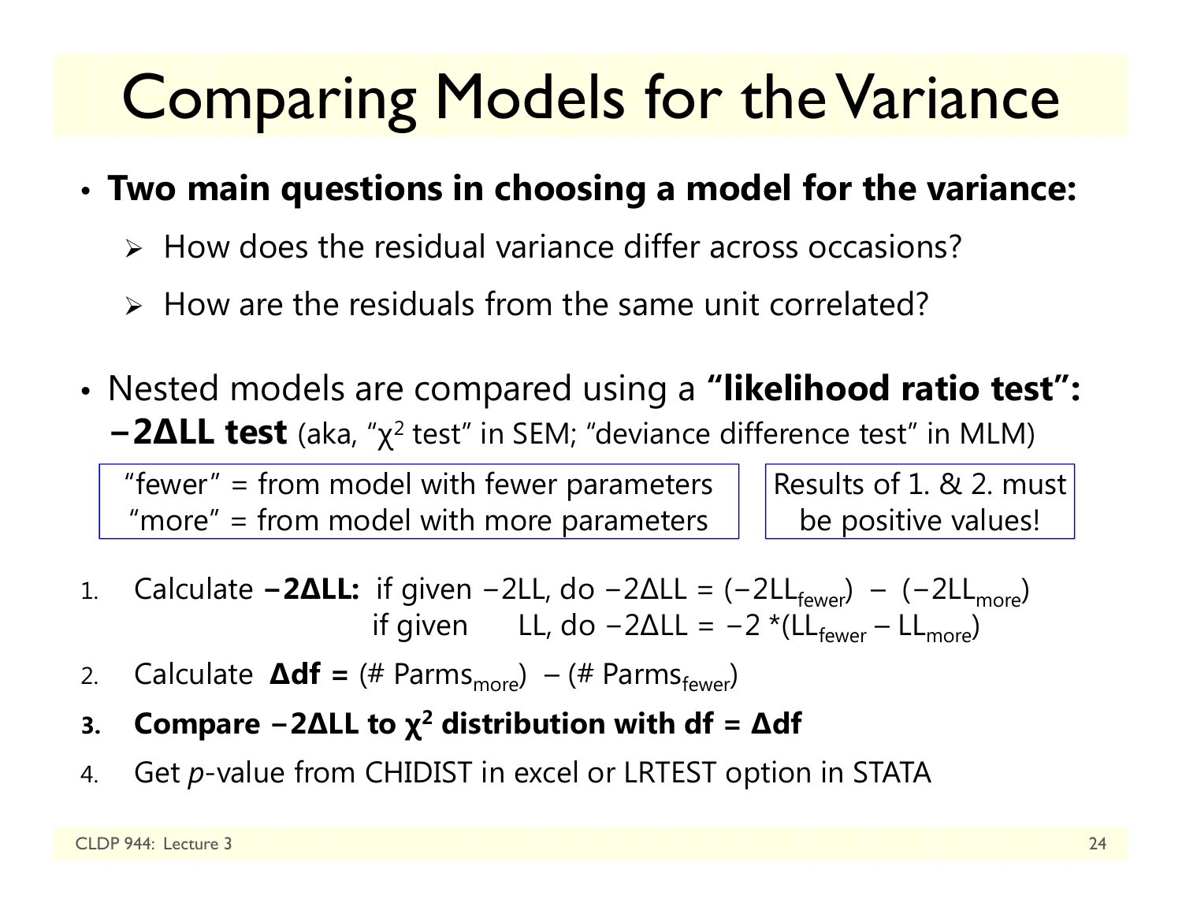# Comparing Models for the Variance

- **Two main questions in choosing a model for the variance:**
  - How does the residual variance differ across occasions?
  - How are the residuals from the same unit correlated?

- Nested models are compared using a **"likelihood ratio test": −2ΔLL test** (aka, "$\chi^2$ test" in SEM; "deviance difference test" in MLM)

"fewer" = from model with fewer parameters
"more" = from model with more parameters

Results of 1. & 2. must be positive values!

1. Calculate **−2ΔLL:** if given −2LL, do $-2\Delta LL = (-2LL_{fewer}) - (-2LL_{more})$
   if given LL, do $-2\Delta LL = -2 * (LL_{fewer} - LL_{more})$
2. Calculate **Δdf =** $(\#\ Parms_{more}) - (\#\ Parms_{fewer})$
3. **Compare −2ΔLL to $\chi^2$ distribution with df = Δdf**
4. Get *p*-value from CHIDIST in excel or LRTEST option in STATA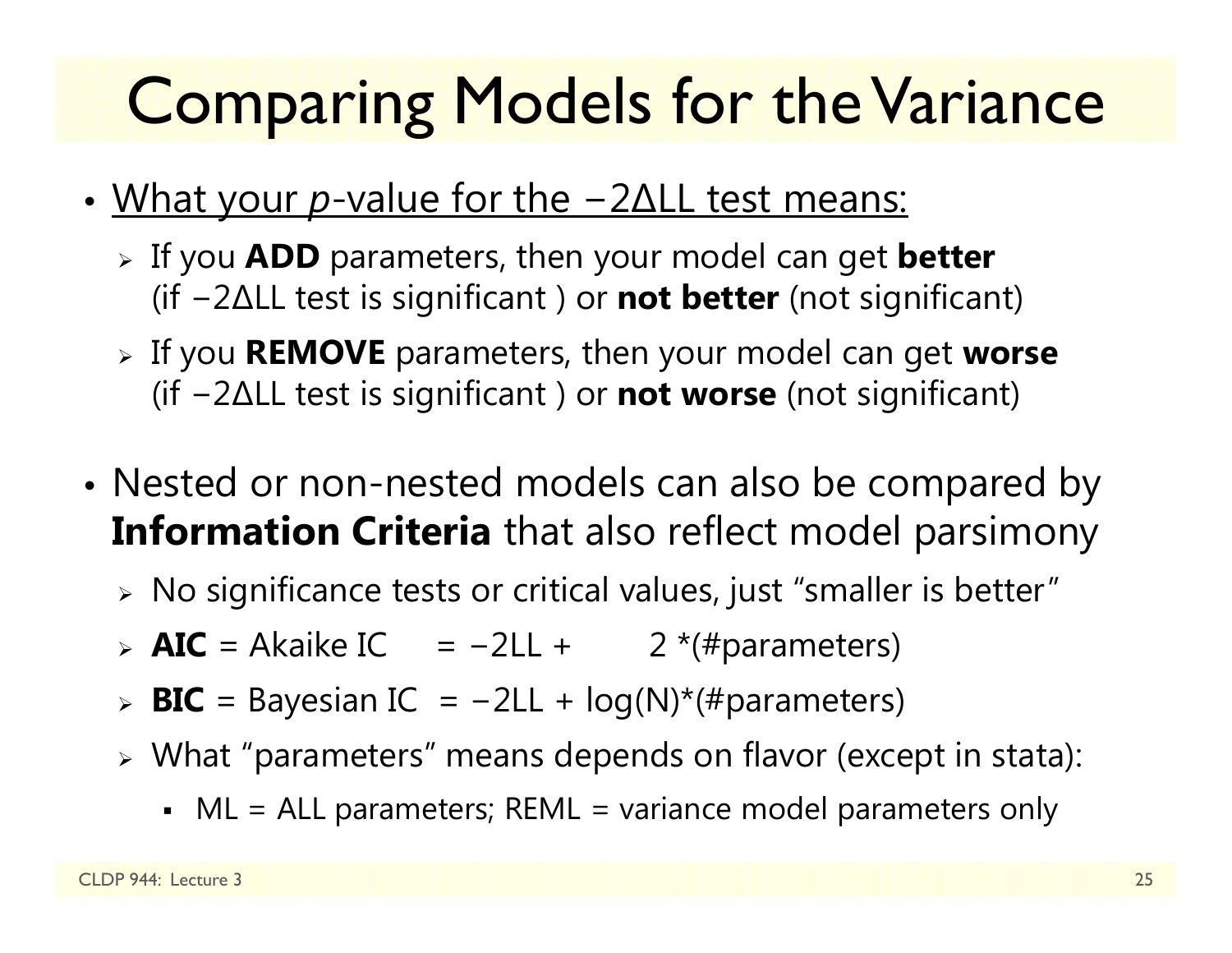# Comparing Models for the Variance

- <u>What your *p*-value for the $-2\Delta LL$ test means:</u>
  - If you **ADD** parameters, then your model can get **better** (if $-2\Delta LL$ test is significant ) or **not better** (not significant)
  - If you **REMOVE** parameters, then your model can get **worse** (if $-2\Delta LL$ test is significant ) or **not worse** (not significant)

- Nested or non-nested models can also be compared by **Information Criteria** that also reflect model parsimony
  - No significance tests or critical values, just "smaller is better"
  - **AIC** = Akaike IC = $-2LL + 2 * (\#parameters)$
  - **BIC** = Bayesian IC = $-2LL + \log(N) * (\#parameters)$
  - What "parameters" means depends on flavor (except in stata):
    - ML = ALL parameters; REML = variance model parameters only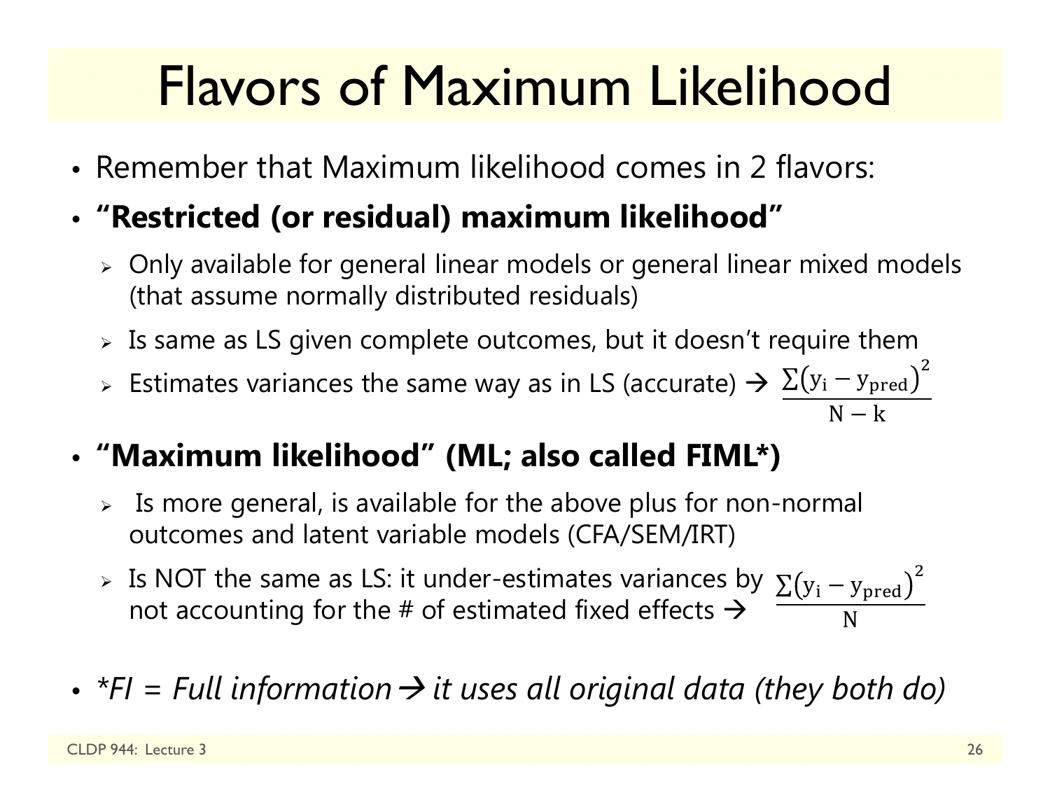# Flavors of Maximum Likelihood

- Remember that Maximum likelihood comes in 2 flavors:
- **“Restricted (or residual) maximum likelihood”**
  - Only available for general linear models or general linear mixed models (that assume normally distributed residuals)
  - Is same as LS given complete outcomes, but it doesn’t require them
  - Estimates variances the same way as in LS (accurate) → $\frac{\sum(y_i - y_{pred})^2}{N - k}$
- **“Maximum likelihood” (ML; also called FIML*)**
  - Is more general, is available for the above plus for non-normal outcomes and latent variable models (CFA/SEM/IRT)
  - Is NOT the same as LS: it under-estimates variances by not accounting for the # of estimated fixed effects → $\frac{\sum(y_i - y_{pred})^2}{N}$
- *\*FI = Full information → it uses all original data (they both do)*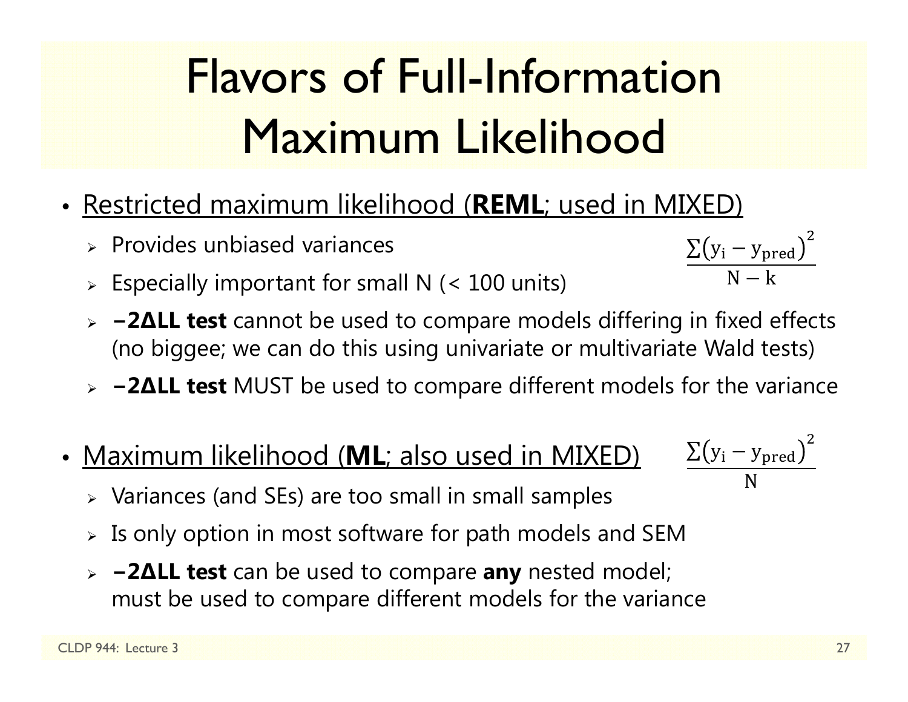# Flavors of Full-Information Maximum Likelihood

- <u>Restricted maximum likelihood (**REML**; used in MIXED)</u>
  - Provides unbiased variances
  - Especially important for small N (< 100 units)
  - **−2ΔLL test** cannot be used to compare models differing in fixed effects (no biggee; we can do this using univariate or multivariate Wald tests)
  - **−2ΔLL test** MUST be used to compare different models for the variance

$$\frac{\Sigma(y_i - y_{pred})^2}{N-k}$$

- <u>Maximum likelihood (**ML**; also used in MIXED)</u>
  - Variances (and SEs) are too small in small samples
  - Is only option in most software for path models and SEM
  - **−2ΔLL test** can be used to compare **any** nested model; must be used to compare different models for the variance

$$\frac{\Sigma(y_i - y_{pred})^2}{N}$$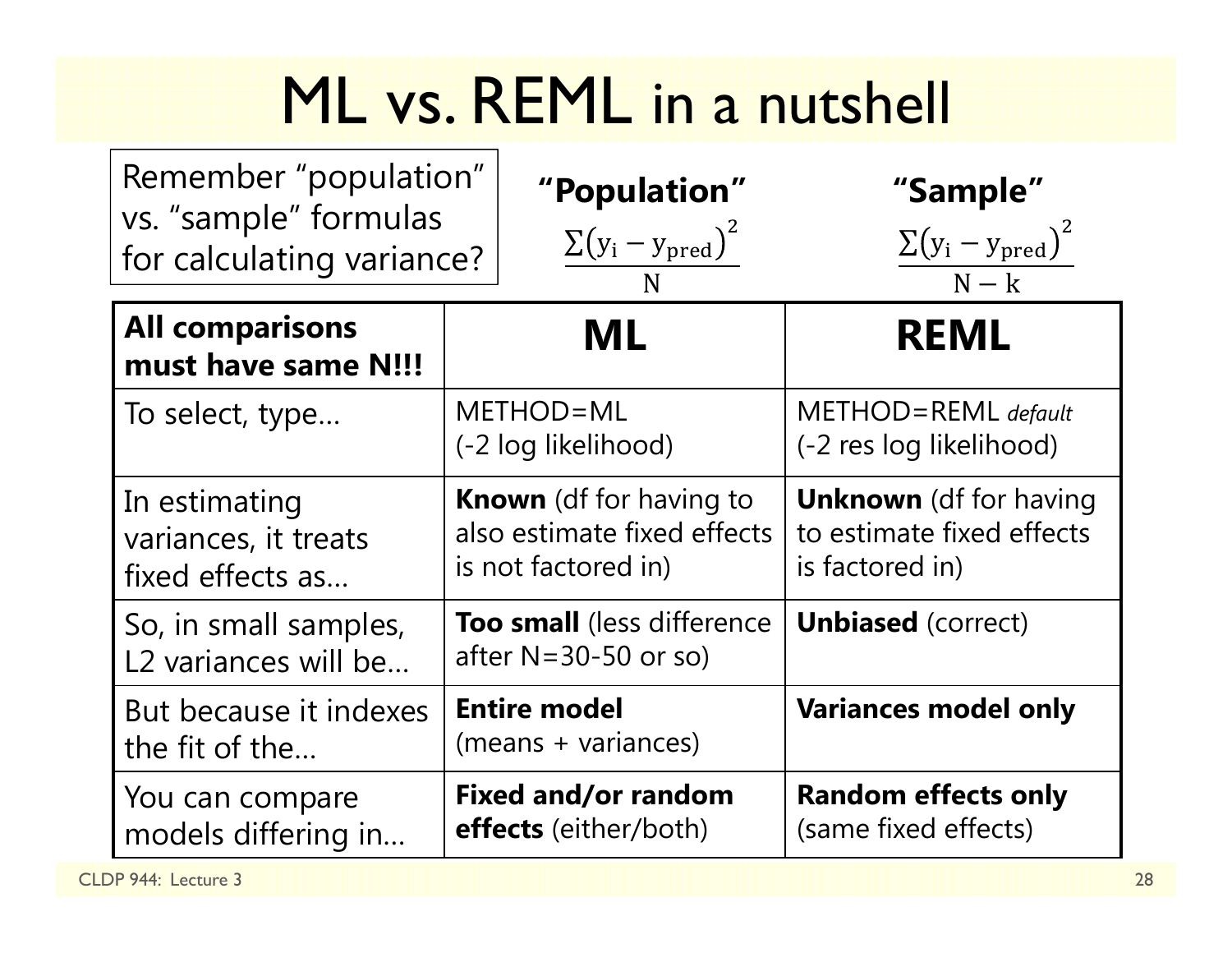# ML vs. REML in a nutshell

Remember "population" vs. "sample" formulas for calculating variance?

**"Population"**

$$\frac{\sum(y_i - y_{pred})^2}{N}$$

**"Sample"**

$$\frac{\sum(y_i - y_{pred})^2}{N - k}$$

| **All comparisons must have same N!!!** | **ML** | **REML** |
|---|---|---|
| To select, type… | METHOD=ML (-2 log likelihood) | METHOD=REML *default* (-2 res log likelihood) |
| In estimating variances, it treats fixed effects as… | **Known** (df for having to also estimate fixed effects is not factored in) | **Unknown** (df for having to estimate fixed effects is factored in) |
| So, in small samples, L2 variances will be… | **Too small** (less difference after N=30-50 or so) | **Unbiased** (correct) |
| But because it indexes the fit of the… | **Entire model** (means + variances) | **Variances model only** |
| You can compare models differing in… | **Fixed and/or random effects** (either/both) | **Random effects only** (same fixed effects) |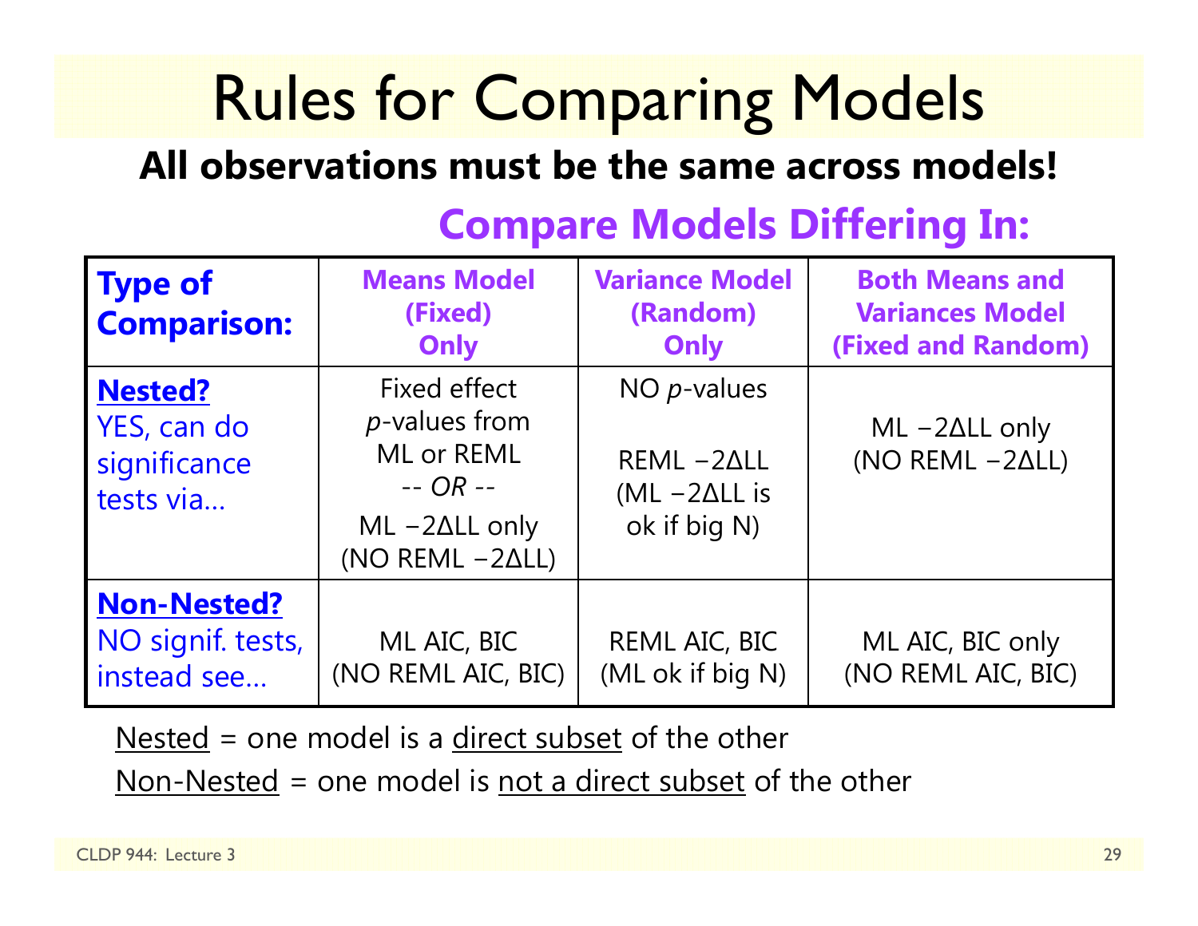# Rules for Comparing Models

**All observations must be the same across models!**

**Compare Models Differing In:**

| **Type of Comparison:** | **Means Model (Fixed) Only** | **Variance Model (Random) Only** | **Both Means and Variances Model (Fixed and Random)** |
|---|---|---|---|
| **Nested?** YES, can do significance tests via… | Fixed effect *p*-values from ML or REML -- *OR* -- ML −2ΔLL only (NO REML −2ΔLL) | NO *p*-values REML −2ΔLL (ML −2ΔLL is ok if big N) | ML −2ΔLL only (NO REML −2ΔLL) |
| **Non-Nested?** NO signif. tests, instead see… | ML AIC, BIC (NO REML AIC, BIC) | REML AIC, BIC (ML ok if big N) | ML AIC, BIC only (NO REML AIC, BIC) |

Nested = one model is a direct subset of the other

Non-Nested = one model is not a direct subset of the other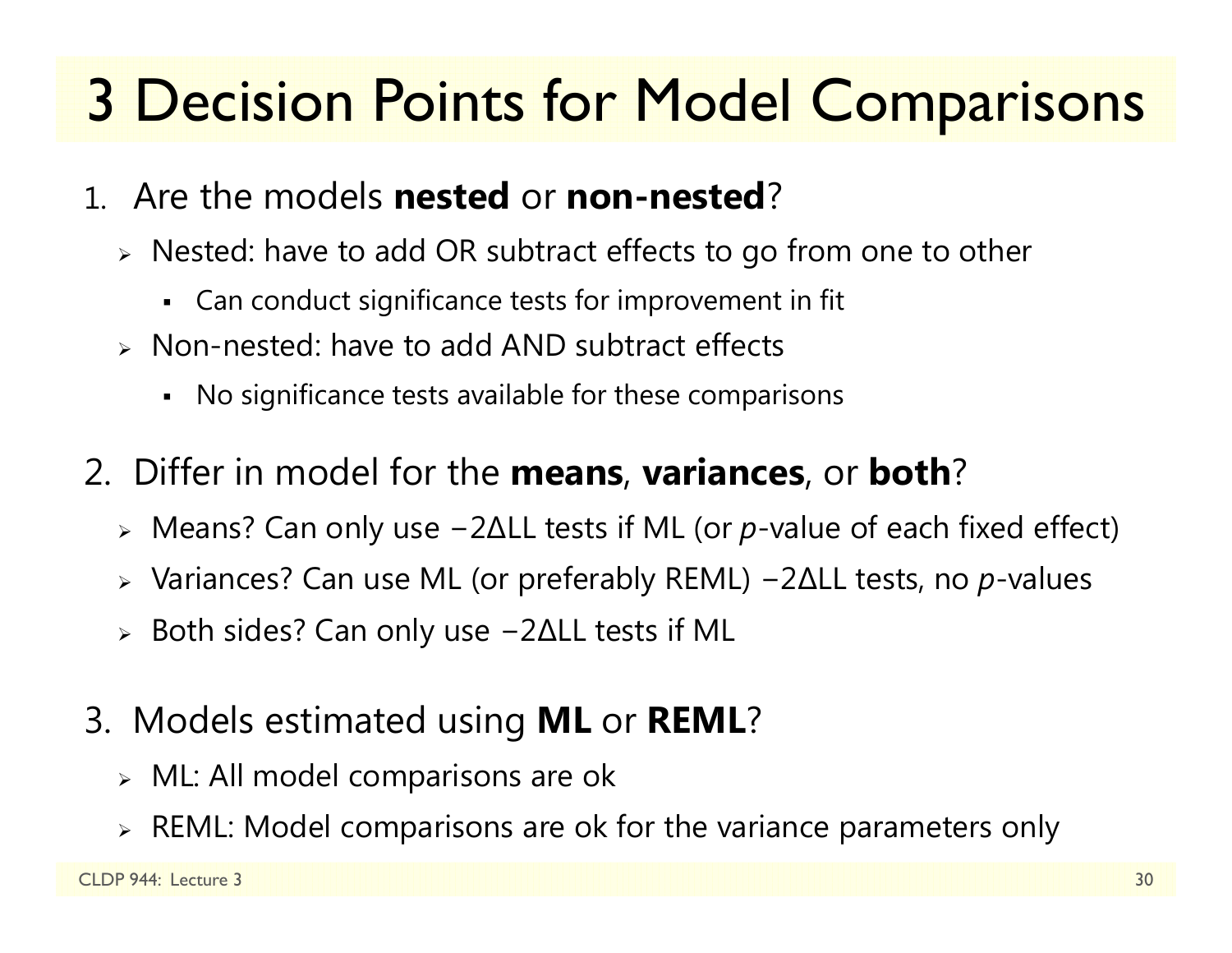# 3 Decision Points for Model Comparisons

1. Are the models **nested** or **non-nested**?
   - Nested: have to add OR subtract effects to go from one to other
     - Can conduct significance tests for improvement in fit
   - Non-nested: have to add AND subtract effects
     - No significance tests available for these comparisons

2. Differ in model for the **means**, **variances**, or **both**?
   - Means? Can only use $-2\Delta LL$ tests if ML (or *p*-value of each fixed effect)
   - Variances? Can use ML (or preferably REML) $-2\Delta LL$ tests, no *p*-values
   - Both sides? Can only use $-2\Delta LL$ tests if ML

3. Models estimated using **ML** or **REML**?
   - ML: All model comparisons are ok
   - REML: Model comparisons are ok for the variance parameters only